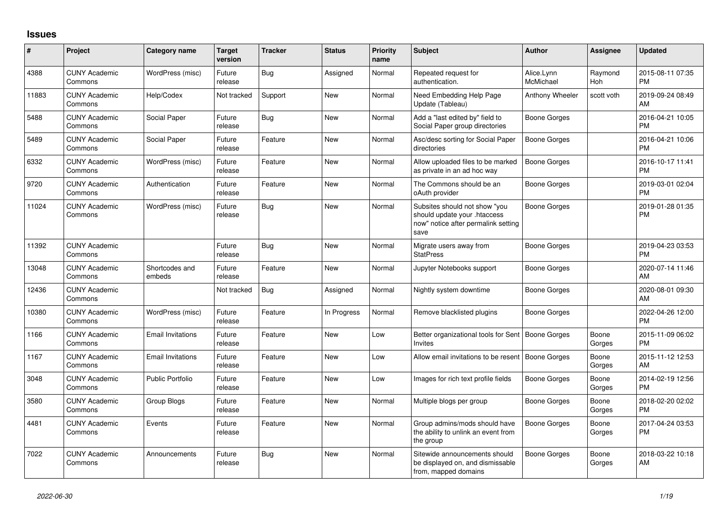## Issues

| # | Project | Category name | Target version | Tracker | Status | Priority name | Subject | Author | Assignee | Updated |
|---|---|---|---|---|---|---|---|---|---|---|
| 4388 | CUNY Academic Commons | WordPress (misc) | Future release | Bug | Assigned | Normal | Repeated request for authentication. | Alice.Lynn McMichael | Raymond Hoh | 2015-08-11 07:35 PM |
| 11883 | CUNY Academic Commons | Help/Codex | Not tracked | Support | New | Normal | Need Embedding Help Page Update (Tableau) | Anthony Wheeler | scott voth | 2019-09-24 08:49 AM |
| 5488 | CUNY Academic Commons | Social Paper | Future release | Bug | New | Normal | Add a "last edited by" field to Social Paper group directories | Boone Gorges | | 2016-04-21 10:05 PM |
| 5489 | CUNY Academic Commons | Social Paper | Future release | Feature | New | Normal | Asc/desc sorting for Social Paper directories | Boone Gorges | | 2016-04-21 10:06 PM |
| 6332 | CUNY Academic Commons | WordPress (misc) | Future release | Feature | New | Normal | Allow uploaded files to be marked as private in an ad hoc way | Boone Gorges | | 2016-10-17 11:41 PM |
| 9720 | CUNY Academic Commons | Authentication | Future release | Feature | New | Normal | The Commons should be an oAuth provider | Boone Gorges | | 2019-03-01 02:04 PM |
| 11024 | CUNY Academic Commons | WordPress (misc) | Future release | Bug | New | Normal | Subsites should not show "you should update your .htaccess now" notice after permalink setting save | Boone Gorges | | 2019-01-28 01:35 PM |
| 11392 | CUNY Academic Commons | | Future release | Bug | New | Normal | Migrate users away from StatPress | Boone Gorges | | 2019-04-23 03:53 PM |
| 13048 | CUNY Academic Commons | Shortcodes and embeds | Future release | Feature | New | Normal | Jupyter Notebooks support | Boone Gorges | | 2020-07-14 11:46 AM |
| 12436 | CUNY Academic Commons | | Not tracked | Bug | Assigned | Normal | Nightly system downtime | Boone Gorges | | 2020-08-01 09:30 AM |
| 10380 | CUNY Academic Commons | WordPress (misc) | Future release | Feature | In Progress | Normal | Remove blacklisted plugins | Boone Gorges | | 2022-04-26 12:00 PM |
| 1166 | CUNY Academic Commons | Email Invitations | Future release | Feature | New | Low | Better organizational tools for Sent Invites | Boone Gorges | Boone Gorges | 2015-11-09 06:02 PM |
| 1167 | CUNY Academic Commons | Email Invitations | Future release | Feature | New | Low | Allow email invitations to be resent | Boone Gorges | Boone Gorges | 2015-11-12 12:53 AM |
| 3048 | CUNY Academic Commons | Public Portfolio | Future release | Feature | New | Low | Images for rich text profile fields | Boone Gorges | Boone Gorges | 2014-02-19 12:56 PM |
| 3580 | CUNY Academic Commons | Group Blogs | Future release | Feature | New | Normal | Multiple blogs per group | Boone Gorges | Boone Gorges | 2018-02-20 02:02 PM |
| 4481 | CUNY Academic Commons | Events | Future release | Feature | New | Normal | Group admins/mods should have the ability to unlink an event from the group | Boone Gorges | Boone Gorges | 2017-04-24 03:53 PM |
| 7022 | CUNY Academic Commons | Announcements | Future release | Bug | New | Normal | Sitewide announcements should be displayed on, and dismissable from, mapped domains | Boone Gorges | Boone Gorges | 2018-03-22 10:18 AM |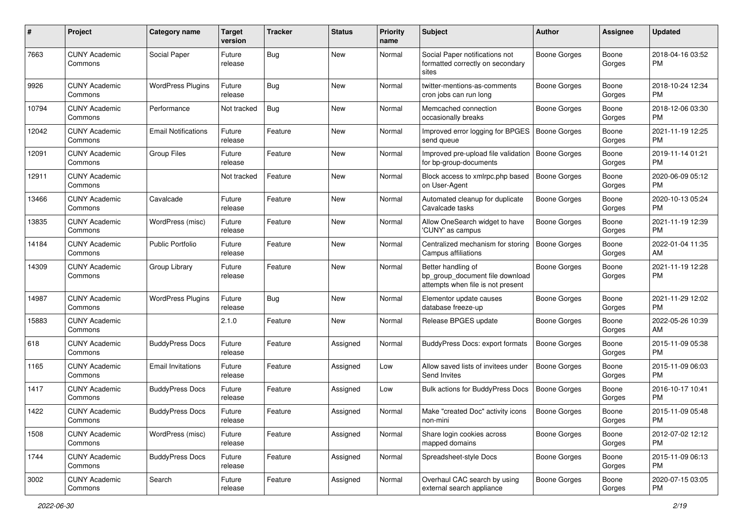| # | Project | Category name | Target version | Tracker | Status | Priority name | Subject | Author | Assignee | Updated |
|---|---|---|---|---|---|---|---|---|---|---|
| 7663 | CUNY Academic Commons | Social Paper | Future release | Bug | New | Normal | Social Paper notifications not formatted correctly on secondary sites | Boone Gorges | Boone Gorges | 2018-04-16 03:52 PM |
| 9926 | CUNY Academic Commons | WordPress Plugins | Future release | Bug | New | Normal | twitter-mentions-as-comments cron jobs can run long | Boone Gorges | Boone Gorges | 2018-10-24 12:34 PM |
| 10794 | CUNY Academic Commons | Performance | Not tracked | Bug | New | Normal | Memcached connection occasionally breaks | Boone Gorges | Boone Gorges | 2018-12-06 03:30 PM |
| 12042 | CUNY Academic Commons | Email Notifications | Future release | Feature | New | Normal | Improved error logging for BPGES send queue | Boone Gorges | Boone Gorges | 2021-11-19 12:25 PM |
| 12091 | CUNY Academic Commons | Group Files | Future release | Feature | New | Normal | Improved pre-upload file validation for bp-group-documents | Boone Gorges | Boone Gorges | 2019-11-14 01:21 PM |
| 12911 | CUNY Academic Commons | | Not tracked | Feature | New | Normal | Block access to xmlrpc.php based on User-Agent | Boone Gorges | Boone Gorges | 2020-06-09 05:12 PM |
| 13466 | CUNY Academic Commons | Cavalcade | Future release | Feature | New | Normal | Automated cleanup for duplicate Cavalcade tasks | Boone Gorges | Boone Gorges | 2020-10-13 05:24 PM |
| 13835 | CUNY Academic Commons | WordPress (misc) | Future release | Feature | New | Normal | Allow OneSearch widget to have 'CUNY' as campus | Boone Gorges | Boone Gorges | 2021-11-19 12:39 PM |
| 14184 | CUNY Academic Commons | Public Portfolio | Future release | Feature | New | Normal | Centralized mechanism for storing Campus affiliations | Boone Gorges | Boone Gorges | 2022-01-04 11:35 AM |
| 14309 | CUNY Academic Commons | Group Library | Future release | Feature | New | Normal | Better handling of bp_group_document file download attempts when file is not present | Boone Gorges | Boone Gorges | 2021-11-19 12:28 PM |
| 14987 | CUNY Academic Commons | WordPress Plugins | Future release | Bug | New | Normal | Elementor update causes database freeze-up | Boone Gorges | Boone Gorges | 2021-11-29 12:02 PM |
| 15883 | CUNY Academic Commons | | 2.1.0 | Feature | New | Normal | Release BPGES update | Boone Gorges | Boone Gorges | 2022-05-26 10:39 AM |
| 618 | CUNY Academic Commons | BuddyPress Docs | Future release | Feature | Assigned | Normal | BuddyPress Docs: export formats | Boone Gorges | Boone Gorges | 2015-11-09 05:38 PM |
| 1165 | CUNY Academic Commons | Email Invitations | Future release | Feature | Assigned | Low | Allow saved lists of invitees under Send Invites | Boone Gorges | Boone Gorges | 2015-11-09 06:03 PM |
| 1417 | CUNY Academic Commons | BuddyPress Docs | Future release | Feature | Assigned | Low | Bulk actions for BuddyPress Docs | Boone Gorges | Boone Gorges | 2016-10-17 10:41 PM |
| 1422 | CUNY Academic Commons | BuddyPress Docs | Future release | Feature | Assigned | Normal | Make "created Doc" activity icons non-mini | Boone Gorges | Boone Gorges | 2015-11-09 05:48 PM |
| 1508 | CUNY Academic Commons | WordPress (misc) | Future release | Feature | Assigned | Normal | Share login cookies across mapped domains | Boone Gorges | Boone Gorges | 2012-07-02 12:12 PM |
| 1744 | CUNY Academic Commons | BuddyPress Docs | Future release | Feature | Assigned | Normal | Spreadsheet-style Docs | Boone Gorges | Boone Gorges | 2015-11-09 06:13 PM |
| 3002 | CUNY Academic Commons | Search | Future release | Feature | Assigned | Normal | Overhaul CAC search by using external search appliance | Boone Gorges | Boone Gorges | 2020-07-15 03:05 PM |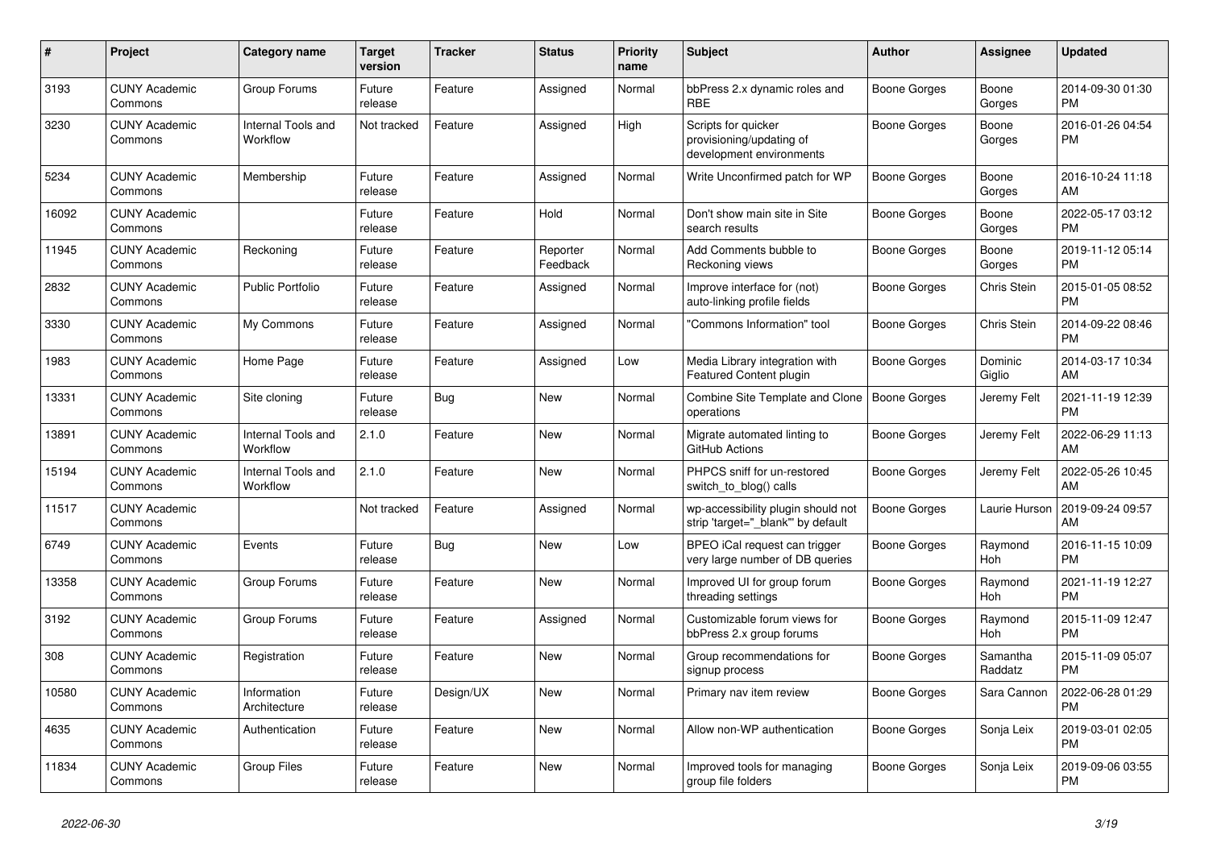| # | Project | Category name | Target version | Tracker | Status | Priority name | Subject | Author | Assignee | Updated |
|---|---|---|---|---|---|---|---|---|---|---|
| 3193 | CUNY Academic Commons | Group Forums | Future release | Feature | Assigned | Normal | bbPress 2.x dynamic roles and RBE | Boone Gorges | Boone Gorges | 2014-09-30 01:30 PM |
| 3230 | CUNY Academic Commons | Internal Tools and Workflow | Not tracked | Feature | Assigned | High | Scripts for quicker provisioning/updating of development environments | Boone Gorges | Boone Gorges | 2016-01-26 04:54 PM |
| 5234 | CUNY Academic Commons | Membership | Future release | Feature | Assigned | Normal | Write Unconfirmed patch for WP | Boone Gorges | Boone Gorges | 2016-10-24 11:18 AM |
| 16092 | CUNY Academic Commons | | Future release | Feature | Hold | Normal | Don't show main site in Site search results | Boone Gorges | Boone Gorges | 2022-05-17 03:12 PM |
| 11945 | CUNY Academic Commons | Reckoning | Future release | Feature | Reporter Feedback | Normal | Add Comments bubble to Reckoning views | Boone Gorges | Boone Gorges | 2019-11-12 05:14 PM |
| 2832 | CUNY Academic Commons | Public Portfolio | Future release | Feature | Assigned | Normal | Improve interface for (not) auto-linking profile fields | Boone Gorges | Chris Stein | 2015-01-05 08:52 PM |
| 3330 | CUNY Academic Commons | My Commons | Future release | Feature | Assigned | Normal | "Commons Information" tool | Boone Gorges | Chris Stein | 2014-09-22 08:46 PM |
| 1983 | CUNY Academic Commons | Home Page | Future release | Feature | Assigned | Low | Media Library integration with Featured Content plugin | Boone Gorges | Dominic Giglio | 2014-03-17 10:34 AM |
| 13331 | CUNY Academic Commons | Site cloning | Future release | Bug | New | Normal | Combine Site Template and Clone operations | Boone Gorges | Jeremy Felt | 2021-11-19 12:39 PM |
| 13891 | CUNY Academic Commons | Internal Tools and Workflow | 2.1.0 | Feature | New | Normal | Migrate automated linting to GitHub Actions | Boone Gorges | Jeremy Felt | 2022-06-29 11:13 AM |
| 15194 | CUNY Academic Commons | Internal Tools and Workflow | 2.1.0 | Feature | New | Normal | PHPCS sniff for un-restored switch_to_blog() calls | Boone Gorges | Jeremy Felt | 2022-05-26 10:45 AM |
| 11517 | CUNY Academic Commons | | Not tracked | Feature | Assigned | Normal | wp-accessibility plugin should not strip 'target="_blank"' by default | Boone Gorges | Laurie Hurson | 2019-09-24 09:57 AM |
| 6749 | CUNY Academic Commons | Events | Future release | Bug | New | Low | BPEO iCal request can trigger very large number of DB queries | Boone Gorges | Raymond Hoh | 2016-11-15 10:09 PM |
| 13358 | CUNY Academic Commons | Group Forums | Future release | Feature | New | Normal | Improved UI for group forum threading settings | Boone Gorges | Raymond Hoh | 2021-11-19 12:27 PM |
| 3192 | CUNY Academic Commons | Group Forums | Future release | Feature | Assigned | Normal | Customizable forum views for bbPress 2.x group forums | Boone Gorges | Raymond Hoh | 2015-11-09 12:47 PM |
| 308 | CUNY Academic Commons | Registration | Future release | Feature | New | Normal | Group recommendations for signup process | Boone Gorges | Samantha Raddatz | 2015-11-09 05:07 PM |
| 10580 | CUNY Academic Commons | Information Architecture | Future release | Design/UX | New | Normal | Primary nav item review | Boone Gorges | Sara Cannon | 2022-06-28 01:29 PM |
| 4635 | CUNY Academic Commons | Authentication | Future release | Feature | New | Normal | Allow non-WP authentication | Boone Gorges | Sonja Leix | 2019-03-01 02:05 PM |
| 11834 | CUNY Academic Commons | Group Files | Future release | Feature | New | Normal | Improved tools for managing group file folders | Boone Gorges | Sonja Leix | 2019-09-06 03:55 PM |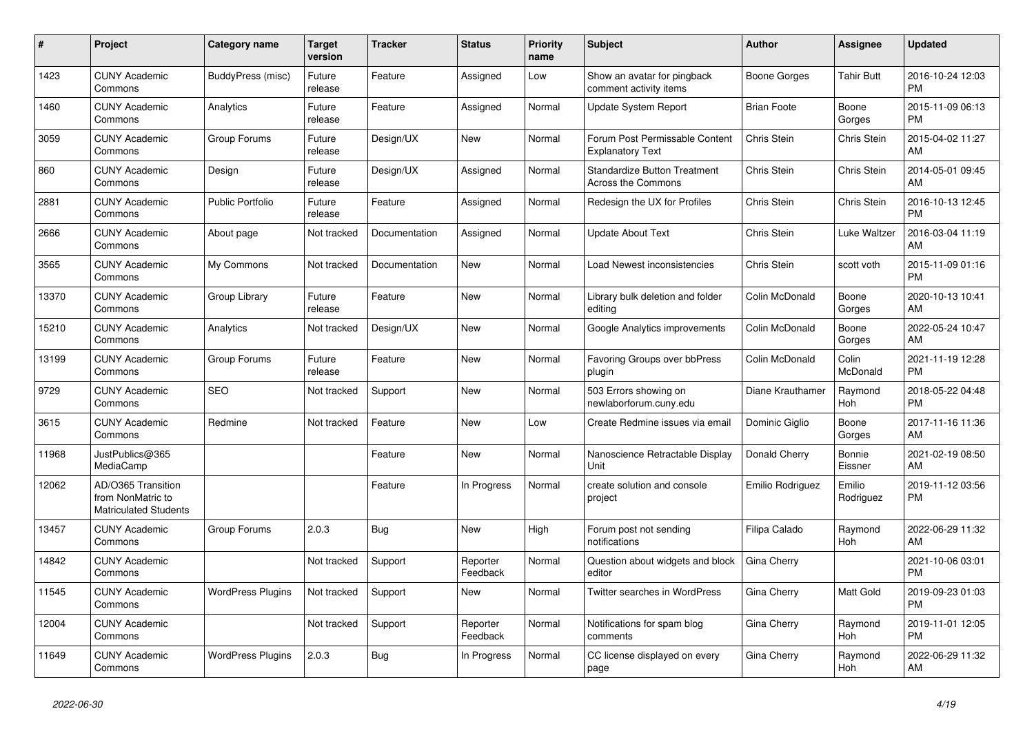| # | Project | Category name | Target version | Tracker | Status | Priority name | Subject | Author | Assignee | Updated |
|---|---|---|---|---|---|---|---|---|---|---|
| 1423 | CUNY Academic Commons | BuddyPress (misc) | Future release | Feature | Assigned | Low | Show an avatar for pingback comment activity items | Boone Gorges | Tahir Butt | 2016-10-24 12:03 PM |
| 1460 | CUNY Academic Commons | Analytics | Future release | Feature | Assigned | Normal | Update System Report | Brian Foote | Boone Gorges | 2015-11-09 06:13 PM |
| 3059 | CUNY Academic Commons | Group Forums | Future release | Design/UX | New | Normal | Forum Post Permissable Content Explanatory Text | Chris Stein | Chris Stein | 2015-04-02 11:27 AM |
| 860 | CUNY Academic Commons | Design | Future release | Design/UX | Assigned | Normal | Standardize Button Treatment Across the Commons | Chris Stein | Chris Stein | 2014-05-01 09:45 AM |
| 2881 | CUNY Academic Commons | Public Portfolio | Future release | Feature | Assigned | Normal | Redesign the UX for Profiles | Chris Stein | Chris Stein | 2016-10-13 12:45 PM |
| 2666 | CUNY Academic Commons | About page | Not tracked | Documentation | Assigned | Normal | Update About Text | Chris Stein | Luke Waltzer | 2016-03-04 11:19 AM |
| 3565 | CUNY Academic Commons | My Commons | Not tracked | Documentation | New | Normal | Load Newest inconsistencies | Chris Stein | scott voth | 2015-11-09 01:16 PM |
| 13370 | CUNY Academic Commons | Group Library | Future release | Feature | New | Normal | Library bulk deletion and folder editing | Colin McDonald | Boone Gorges | 2020-10-13 10:41 AM |
| 15210 | CUNY Academic Commons | Analytics | Not tracked | Design/UX | New | Normal | Google Analytics improvements | Colin McDonald | Boone Gorges | 2022-05-24 10:47 AM |
| 13199 | CUNY Academic Commons | Group Forums | Future release | Feature | New | Normal | Favoring Groups over bbPress plugin | Colin McDonald | Colin McDonald | 2021-11-19 12:28 PM |
| 9729 | CUNY Academic Commons | SEO | Not tracked | Support | New | Normal | 503 Errors showing on newlaborforum.cuny.edu | Diane Krauthamer | Raymond Hoh | 2018-05-22 04:48 PM |
| 3615 | CUNY Academic Commons | Redmine | Not tracked | Feature | New | Low | Create Redmine issues via email | Dominic Giglio | Boone Gorges | 2017-11-16 11:36 AM |
| 11968 | JustPublics@365 MediaCamp | | | Feature | New | Normal | Nanoscience Retractable Display Unit | Donald Cherry | Bonnie Eissner | 2021-02-19 08:50 AM |
| 12062 | AD/O365 Transition from NonMatric to Matriculated Students | | | Feature | In Progress | Normal | create solution and console project | Emilio Rodriguez | Emilio Rodriguez | 2019-11-12 03:56 PM |
| 13457 | CUNY Academic Commons | Group Forums | 2.0.3 | Bug | New | High | Forum post not sending notifications | Filipa Calado | Raymond Hoh | 2022-06-29 11:32 AM |
| 14842 | CUNY Academic Commons | | Not tracked | Support | Reporter Feedback | Normal | Question about widgets and block editor | Gina Cherry | | 2021-10-06 03:01 PM |
| 11545 | CUNY Academic Commons | WordPress Plugins | Not tracked | Support | New | Normal | Twitter searches in WordPress | Gina Cherry | Matt Gold | 2019-09-23 01:03 PM |
| 12004 | CUNY Academic Commons | | Not tracked | Support | Reporter Feedback | Normal | Notifications for spam blog comments | Gina Cherry | Raymond Hoh | 2019-11-01 12:05 PM |
| 11649 | CUNY Academic Commons | WordPress Plugins | 2.0.3 | Bug | In Progress | Normal | CC license displayed on every page | Gina Cherry | Raymond Hoh | 2022-06-29 11:32 AM |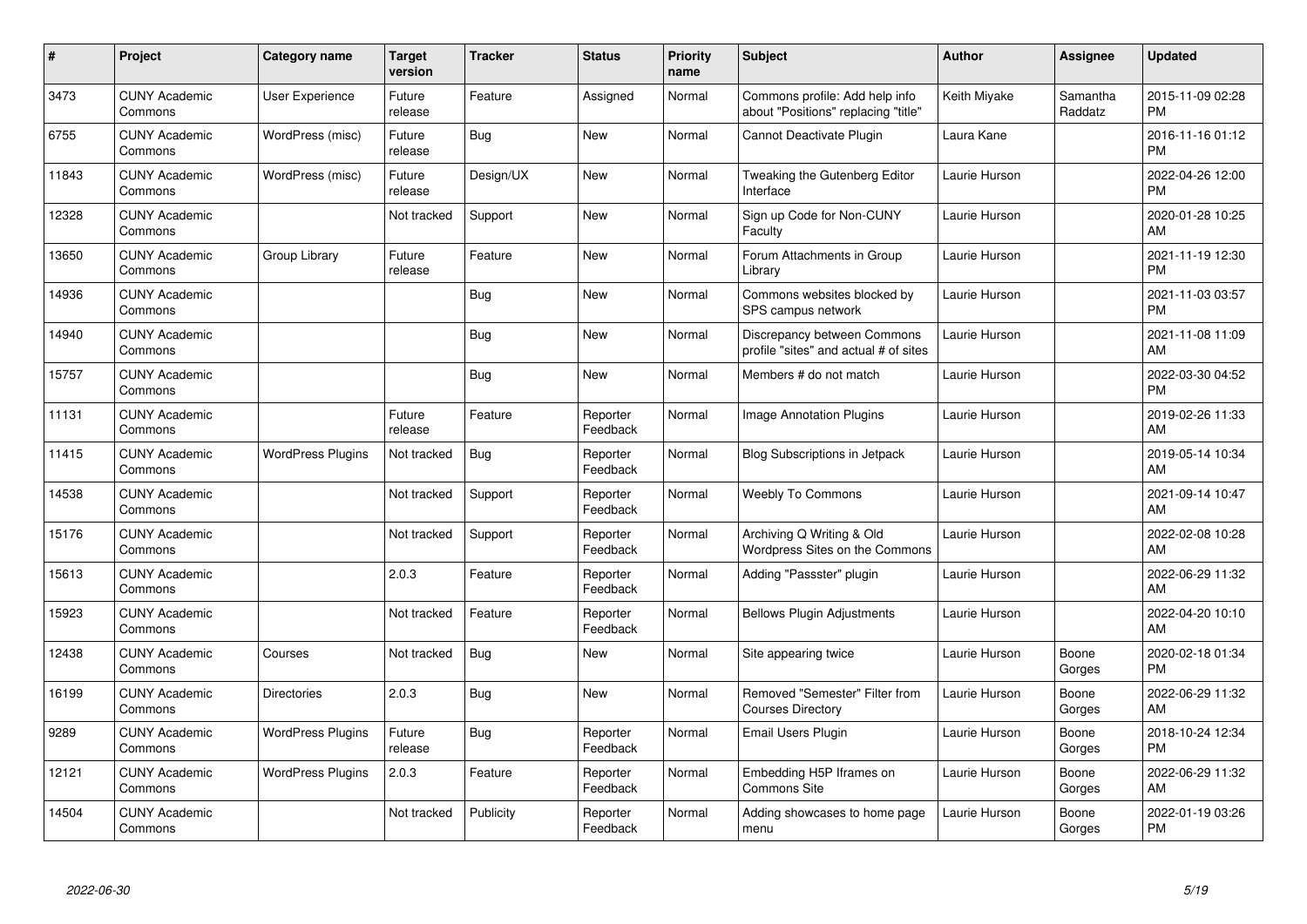| # | Project | Category name | Target version | Tracker | Status | Priority name | Subject | Author | Assignee | Updated |
|---|---|---|---|---|---|---|---|---|---|---|
| 3473 | CUNY Academic Commons | User Experience | Future release | Feature | Assigned | Normal | Commons profile: Add help info about "Positions" replacing "title" | Keith Miyake | Samantha Raddatz | 2015-11-09 02:28 PM |
| 6755 | CUNY Academic Commons | WordPress (misc) | Future release | Bug | New | Normal | Cannot Deactivate Plugin | Laura Kane | | 2016-11-16 01:12 PM |
| 11843 | CUNY Academic Commons | WordPress (misc) | Future release | Design/UX | New | Normal | Tweaking the Gutenberg Editor Interface | Laurie Hurson | | 2022-04-26 12:00 PM |
| 12328 | CUNY Academic Commons | | Not tracked | Support | New | Normal | Sign up Code for Non-CUNY Faculty | Laurie Hurson | | 2020-01-28 10:25 AM |
| 13650 | CUNY Academic Commons | Group Library | Future release | Feature | New | Normal | Forum Attachments in Group Library | Laurie Hurson | | 2021-11-19 12:30 PM |
| 14936 | CUNY Academic Commons | | | Bug | New | Normal | Commons websites blocked by SPS campus network | Laurie Hurson | | 2021-11-03 03:57 PM |
| 14940 | CUNY Academic Commons | | | Bug | New | Normal | Discrepancy between Commons profile "sites" and actual # of sites | Laurie Hurson | | 2021-11-08 11:09 AM |
| 15757 | CUNY Academic Commons | | | Bug | New | Normal | Members # do not match | Laurie Hurson | | 2022-03-30 04:52 PM |
| 11131 | CUNY Academic Commons | | Future release | Feature | Reporter Feedback | Normal | Image Annotation Plugins | Laurie Hurson | | 2019-02-26 11:33 AM |
| 11415 | CUNY Academic Commons | WordPress Plugins | Not tracked | Bug | Reporter Feedback | Normal | Blog Subscriptions in Jetpack | Laurie Hurson | | 2019-05-14 10:34 AM |
| 14538 | CUNY Academic Commons | | Not tracked | Support | Reporter Feedback | Normal | Weebly To Commons | Laurie Hurson | | 2021-09-14 10:47 AM |
| 15176 | CUNY Academic Commons | | Not tracked | Support | Reporter Feedback | Normal | Archiving Q Writing & Old Wordpress Sites on the Commons | Laurie Hurson | | 2022-02-08 10:28 AM |
| 15613 | CUNY Academic Commons | | 2.0.3 | Feature | Reporter Feedback | Normal | Adding "Passster" plugin | Laurie Hurson | | 2022-06-29 11:32 AM |
| 15923 | CUNY Academic Commons | | Not tracked | Feature | Reporter Feedback | Normal | Bellows Plugin Adjustments | Laurie Hurson | | 2022-04-20 10:10 AM |
| 12438 | CUNY Academic Commons | Courses | Not tracked | Bug | New | Normal | Site appearing twice | Laurie Hurson | Boone Gorges | 2020-02-18 01:34 PM |
| 16199 | CUNY Academic Commons | Directories | 2.0.3 | Bug | New | Normal | Removed "Semester" Filter from Courses Directory | Laurie Hurson | Boone Gorges | 2022-06-29 11:32 AM |
| 9289 | CUNY Academic Commons | WordPress Plugins | Future release | Bug | Reporter Feedback | Normal | Email Users Plugin | Laurie Hurson | Boone Gorges | 2018-10-24 12:34 PM |
| 12121 | CUNY Academic Commons | WordPress Plugins | 2.0.3 | Feature | Reporter Feedback | Normal | Embedding H5P Iframes on Commons Site | Laurie Hurson | Boone Gorges | 2022-06-29 11:32 AM |
| 14504 | CUNY Academic Commons | | Not tracked | Publicity | Reporter Feedback | Normal | Adding showcases to home page menu | Laurie Hurson | Boone Gorges | 2022-01-19 03:26 PM |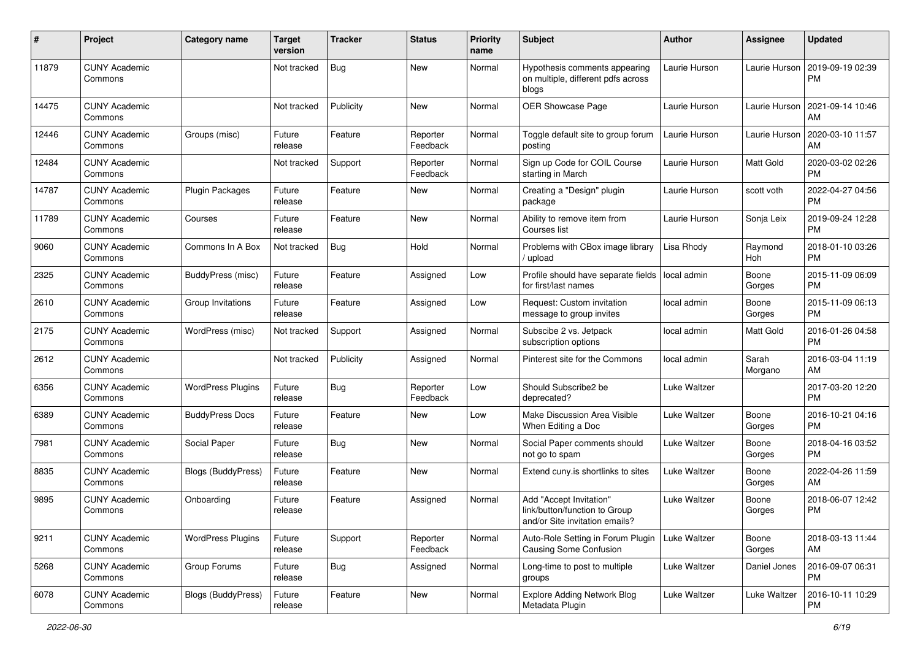| # | Project | Category name | Target version | Tracker | Status | Priority name | Subject | Author | Assignee | Updated |
|---|---|---|---|---|---|---|---|---|---|---|
| 11879 | CUNY Academic Commons | | Not tracked | Bug | New | Normal | Hypothesis comments appearing on multiple, different pdfs across blogs | Laurie Hurson | Laurie Hurson | 2019-09-19 02:39 PM |
| 14475 | CUNY Academic Commons | | Not tracked | Publicity | New | Normal | OER Showcase Page | Laurie Hurson | Laurie Hurson | 2021-09-14 10:46 AM |
| 12446 | CUNY Academic Commons | Groups (misc) | Future release | Feature | Reporter Feedback | Normal | Toggle default site to group forum posting | Laurie Hurson | Laurie Hurson | 2020-03-10 11:57 AM |
| 12484 | CUNY Academic Commons | | Not tracked | Support | Reporter Feedback | Normal | Sign up Code for COIL Course starting in March | Laurie Hurson | Matt Gold | 2020-03-02 02:26 PM |
| 14787 | CUNY Academic Commons | Plugin Packages | Future release | Feature | New | Normal | Creating a "Design" plugin package | Laurie Hurson | scott voth | 2022-04-27 04:56 PM |
| 11789 | CUNY Academic Commons | Courses | Future release | Feature | New | Normal | Ability to remove item from Courses list | Laurie Hurson | Sonja Leix | 2019-09-24 12:28 PM |
| 9060 | CUNY Academic Commons | Commons In A Box | Not tracked | Bug | Hold | Normal | Problems with CBox image library / upload | Lisa Rhody | Raymond Hoh | 2018-01-10 03:26 PM |
| 2325 | CUNY Academic Commons | BuddyPress (misc) | Future release | Feature | Assigned | Low | Profile should have separate fields for first/last names | local admin | Boone Gorges | 2015-11-09 06:09 PM |
| 2610 | CUNY Academic Commons | Group Invitations | Future release | Feature | Assigned | Low | Request: Custom invitation message to group invites | local admin | Boone Gorges | 2015-11-09 06:13 PM |
| 2175 | CUNY Academic Commons | WordPress (misc) | Not tracked | Support | Assigned | Normal | Subscibe 2 vs. Jetpack subscription options | local admin | Matt Gold | 2016-01-26 04:58 PM |
| 2612 | CUNY Academic Commons | | Not tracked | Publicity | Assigned | Normal | Pinterest site for the Commons | local admin | Sarah Morgano | 2016-03-04 11:19 AM |
| 6356 | CUNY Academic Commons | WordPress Plugins | Future release | Bug | Reporter Feedback | Low | Should Subscribe2 be deprecated? | Luke Waltzer | | 2017-03-20 12:20 PM |
| 6389 | CUNY Academic Commons | BuddyPress Docs | Future release | Feature | New | Low | Make Discussion Area Visible When Editing a Doc | Luke Waltzer | Boone Gorges | 2016-10-21 04:16 PM |
| 7981 | CUNY Academic Commons | Social Paper | Future release | Bug | New | Normal | Social Paper comments should not go to spam | Luke Waltzer | Boone Gorges | 2018-04-16 03:52 PM |
| 8835 | CUNY Academic Commons | Blogs (BuddyPress) | Future release | Feature | New | Normal | Extend cuny.is shortlinks to sites | Luke Waltzer | Boone Gorges | 2022-04-26 11:59 AM |
| 9895 | CUNY Academic Commons | Onboarding | Future release | Feature | Assigned | Normal | Add "Accept Invitation" link/button/function to Group and/or Site invitation emails? | Luke Waltzer | Boone Gorges | 2018-06-07 12:42 PM |
| 9211 | CUNY Academic Commons | WordPress Plugins | Future release | Support | Reporter Feedback | Normal | Auto-Role Setting in Forum Plugin Causing Some Confusion | Luke Waltzer | Boone Gorges | 2018-03-13 11:44 AM |
| 5268 | CUNY Academic Commons | Group Forums | Future release | Bug | Assigned | Normal | Long-time to post to multiple groups | Luke Waltzer | Daniel Jones | 2016-09-07 06:31 PM |
| 6078 | CUNY Academic Commons | Blogs (BuddyPress) | Future release | Feature | New | Normal | Explore Adding Network Blog Metadata Plugin | Luke Waltzer | Luke Waltzer | 2016-10-11 10:29 PM |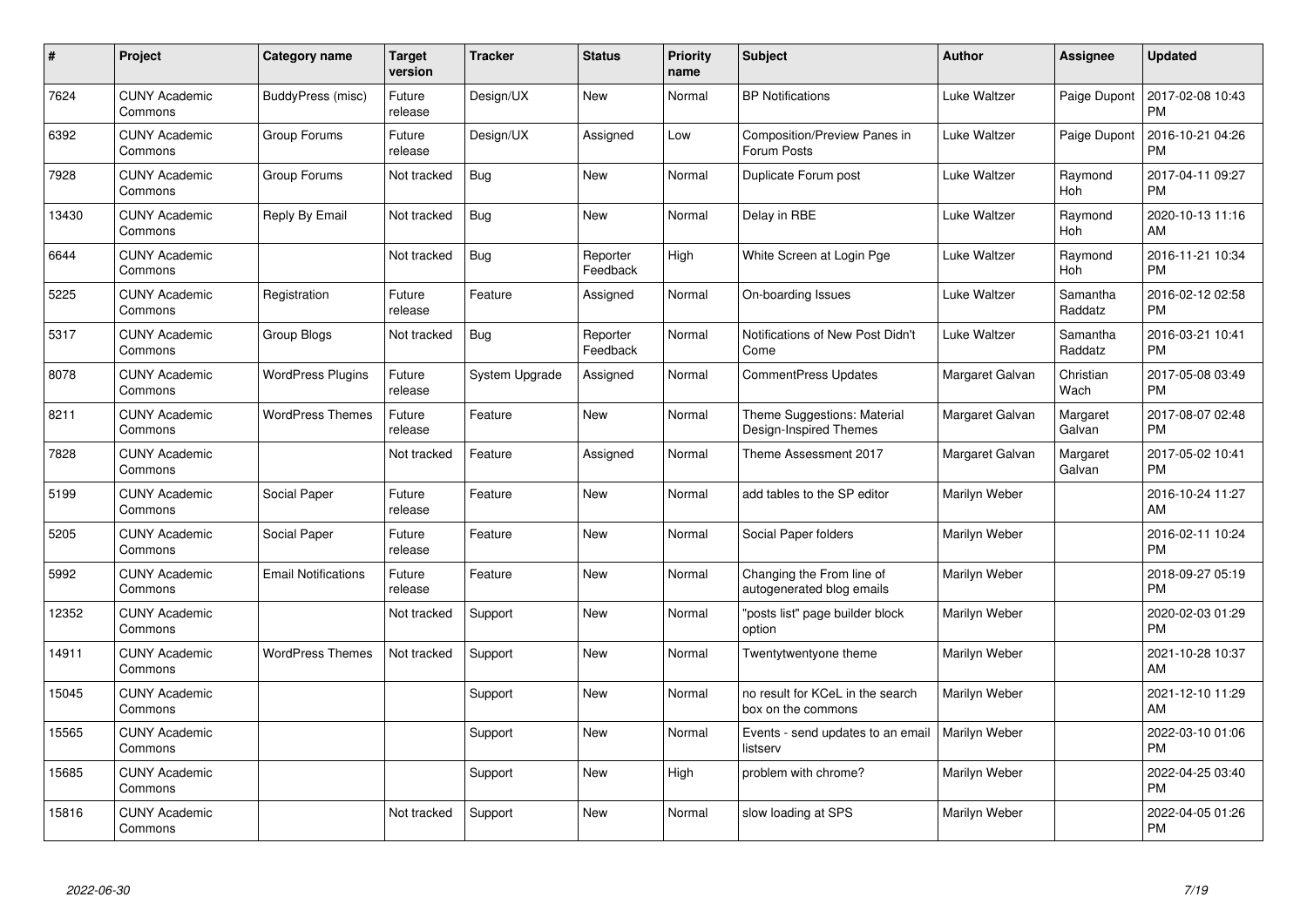| # | Project | Category name | Target version | Tracker | Status | Priority name | Subject | Author | Assignee | Updated |
|---|---|---|---|---|---|---|---|---|---|---|
| 7624 | CUNY Academic Commons | BuddyPress (misc) | Future release | Design/UX | New | Normal | BP Notifications | Luke Waltzer | Paige Dupont | 2017-02-08 10:43 PM |
| 6392 | CUNY Academic Commons | Group Forums | Future release | Design/UX | Assigned | Low | Composition/Preview Panes in Forum Posts | Luke Waltzer | Paige Dupont | 2016-10-21 04:26 PM |
| 7928 | CUNY Academic Commons | Group Forums | Not tracked | Bug | New | Normal | Duplicate Forum post | Luke Waltzer | Raymond Hoh | 2017-04-11 09:27 PM |
| 13430 | CUNY Academic Commons | Reply By Email | Not tracked | Bug | New | Normal | Delay in RBE | Luke Waltzer | Raymond Hoh | 2020-10-13 11:16 AM |
| 6644 | CUNY Academic Commons | | Not tracked | Bug | Reporter Feedback | High | White Screen at Login Pge | Luke Waltzer | Raymond Hoh | 2016-11-21 10:34 PM |
| 5225 | CUNY Academic Commons | Registration | Future release | Feature | Assigned | Normal | On-boarding Issues | Luke Waltzer | Samantha Raddatz | 2016-02-12 02:58 PM |
| 5317 | CUNY Academic Commons | Group Blogs | Not tracked | Bug | Reporter Feedback | Normal | Notifications of New Post Didn't Come | Luke Waltzer | Samantha Raddatz | 2016-03-21 10:41 PM |
| 8078 | CUNY Academic Commons | WordPress Plugins | Future release | System Upgrade | Assigned | Normal | CommentPress Updates | Margaret Galvan | Christian Wach | 2017-05-08 03:49 PM |
| 8211 | CUNY Academic Commons | WordPress Themes | Future release | Feature | New | Normal | Theme Suggestions: Material Design-Inspired Themes | Margaret Galvan | Margaret Galvan | 2017-08-07 02:48 PM |
| 7828 | CUNY Academic Commons | | Not tracked | Feature | Assigned | Normal | Theme Assessment 2017 | Margaret Galvan | Margaret Galvan | 2017-05-02 10:41 PM |
| 5199 | CUNY Academic Commons | Social Paper | Future release | Feature | New | Normal | add tables to the SP editor | Marilyn Weber | | 2016-10-24 11:27 AM |
| 5205 | CUNY Academic Commons | Social Paper | Future release | Feature | New | Normal | Social Paper folders | Marilyn Weber | | 2016-02-11 10:24 PM |
| 5992 | CUNY Academic Commons | Email Notifications | Future release | Feature | New | Normal | Changing the From line of autogenerated blog emails | Marilyn Weber | | 2018-09-27 05:19 PM |
| 12352 | CUNY Academic Commons | | Not tracked | Support | New | Normal | "posts list" page builder block option | Marilyn Weber | | 2020-02-03 01:29 PM |
| 14911 | CUNY Academic Commons | WordPress Themes | Not tracked | Support | New | Normal | Twentytwentyone theme | Marilyn Weber | | 2021-10-28 10:37 AM |
| 15045 | CUNY Academic Commons | | | Support | New | Normal | no result for KCeL in the search box on the commons | Marilyn Weber | | 2021-12-10 11:29 AM |
| 15565 | CUNY Academic Commons | | | Support | New | Normal | Events - send updates to an email listserv | Marilyn Weber | | 2022-03-10 01:06 PM |
| 15685 | CUNY Academic Commons | | | Support | New | High | problem with chrome? | Marilyn Weber | | 2022-04-25 03:40 PM |
| 15816 | CUNY Academic Commons | | Not tracked | Support | New | Normal | slow loading at SPS | Marilyn Weber | | 2022-04-05 01:26 PM |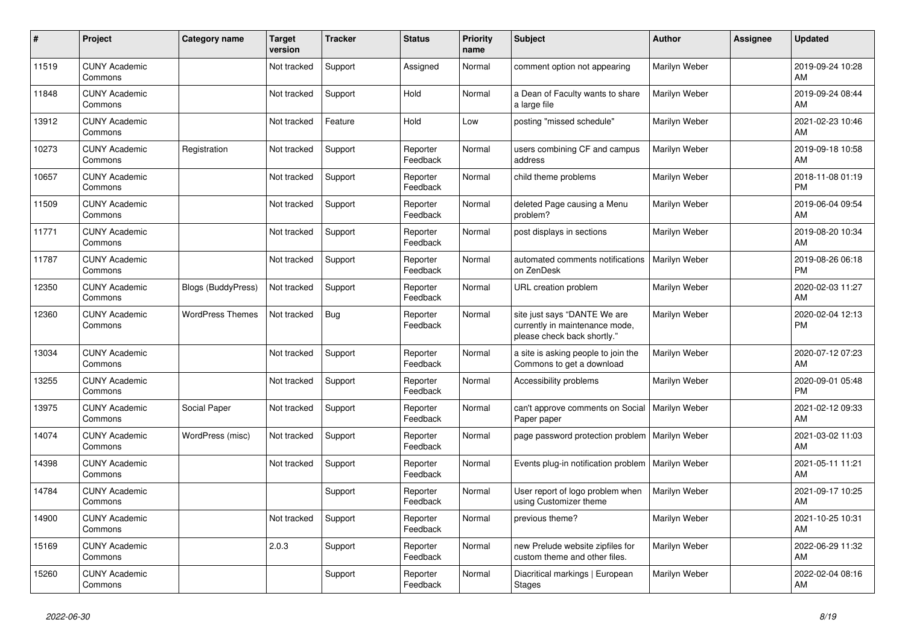| # | Project | Category name | Target version | Tracker | Status | Priority name | Subject | Author | Assignee | Updated |
|---|---|---|---|---|---|---|---|---|---|---|
| 11519 | CUNY Academic Commons | | Not tracked | Support | Assigned | Normal | comment option not appearing | Marilyn Weber | | 2019-09-24 10:28 AM |
| 11848 | CUNY Academic Commons | | Not tracked | Support | Hold | Normal | a Dean of Faculty wants to share a large file | Marilyn Weber | | 2019-09-24 08:44 AM |
| 13912 | CUNY Academic Commons | | Not tracked | Feature | Hold | Low | posting "missed schedule" | Marilyn Weber | | 2021-02-23 10:46 AM |
| 10273 | CUNY Academic Commons | Registration | Not tracked | Support | Reporter Feedback | Normal | users combining CF and campus address | Marilyn Weber | | 2019-09-18 10:58 AM |
| 10657 | CUNY Academic Commons | | Not tracked | Support | Reporter Feedback | Normal | child theme problems | Marilyn Weber | | 2018-11-08 01:19 PM |
| 11509 | CUNY Academic Commons | | Not tracked | Support | Reporter Feedback | Normal | deleted Page causing a Menu problem? | Marilyn Weber | | 2019-06-04 09:54 AM |
| 11771 | CUNY Academic Commons | | Not tracked | Support | Reporter Feedback | Normal | post displays in sections | Marilyn Weber | | 2019-08-20 10:34 AM |
| 11787 | CUNY Academic Commons | | Not tracked | Support | Reporter Feedback | Normal | automated comments notifications on ZenDesk | Marilyn Weber | | 2019-08-26 06:18 PM |
| 12350 | CUNY Academic Commons | Blogs (BuddyPress) | Not tracked | Support | Reporter Feedback | Normal | URL creation problem | Marilyn Weber | | 2020-02-03 11:27 AM |
| 12360 | CUNY Academic Commons | WordPress Themes | Not tracked | Bug | Reporter Feedback | Normal | site just says "DANTE We are currently in maintenance mode, please check back shortly." | Marilyn Weber | | 2020-02-04 12:13 PM |
| 13034 | CUNY Academic Commons | | Not tracked | Support | Reporter Feedback | Normal | a site is asking people to join the Commons to get a download | Marilyn Weber | | 2020-07-12 07:23 AM |
| 13255 | CUNY Academic Commons | | Not tracked | Support | Reporter Feedback | Normal | Accessibility problems | Marilyn Weber | | 2020-09-01 05:48 PM |
| 13975 | CUNY Academic Commons | Social Paper | Not tracked | Support | Reporter Feedback | Normal | can't approve comments on Social Paper paper | Marilyn Weber | | 2021-02-12 09:33 AM |
| 14074 | CUNY Academic Commons | WordPress (misc) | Not tracked | Support | Reporter Feedback | Normal | page password protection problem | Marilyn Weber | | 2021-03-02 11:03 AM |
| 14398 | CUNY Academic Commons | | Not tracked | Support | Reporter Feedback | Normal | Events plug-in notification problem | Marilyn Weber | | 2021-05-11 11:21 AM |
| 14784 | CUNY Academic Commons | | | Support | Reporter Feedback | Normal | User report of logo problem when using Customizer theme | Marilyn Weber | | 2021-09-17 10:25 AM |
| 14900 | CUNY Academic Commons | | Not tracked | Support | Reporter Feedback | Normal | previous theme? | Marilyn Weber | | 2021-10-25 10:31 AM |
| 15169 | CUNY Academic Commons | | 2.0.3 | Support | Reporter Feedback | Normal | new Prelude website zipfiles for custom theme and other files. | Marilyn Weber | | 2022-06-29 11:32 AM |
| 15260 | CUNY Academic Commons | | | Support | Reporter Feedback | Normal | Diacritical markings \| European Stages | Marilyn Weber | | 2022-02-04 08:16 AM |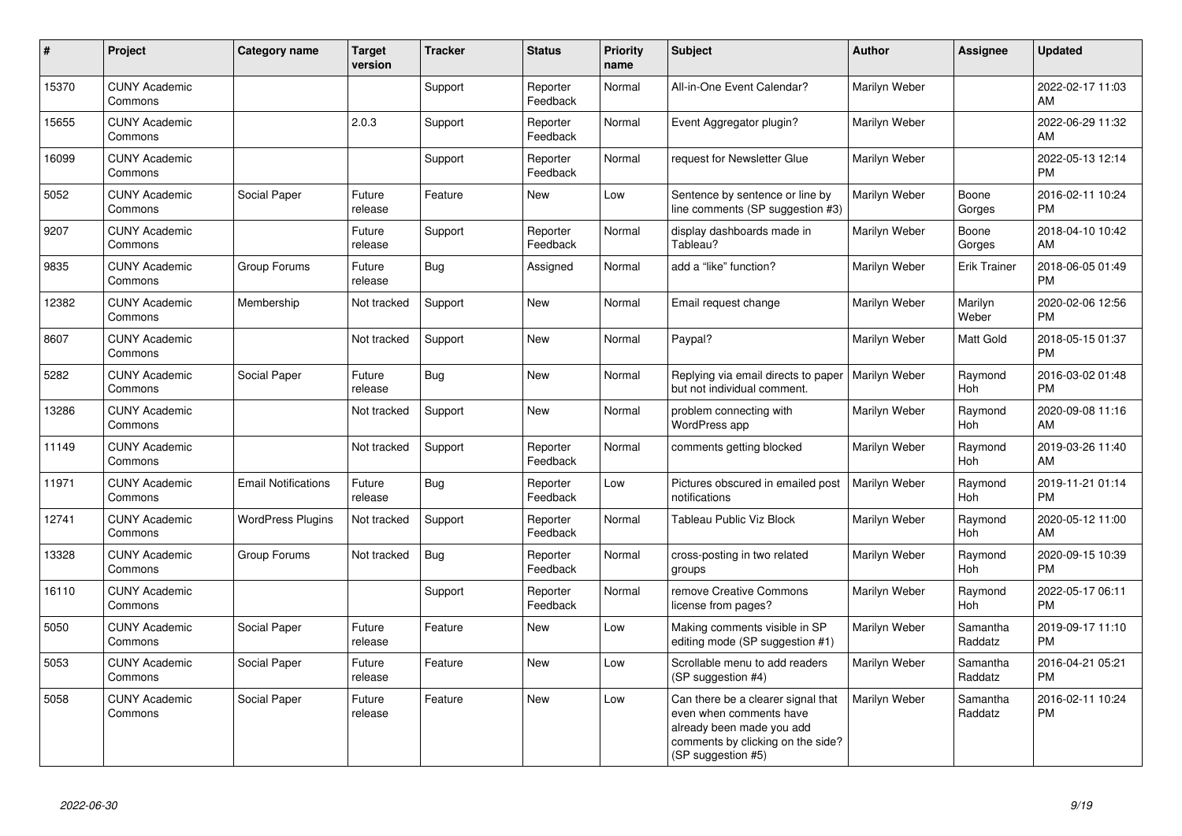| # | Project | Category name | Target version | Tracker | Status | Priority name | Subject | Author | Assignee | Updated |
|---|---|---|---|---|---|---|---|---|---|---|
| 15370 | CUNY Academic Commons | | | Support | Reporter Feedback | Normal | All-in-One Event Calendar? | Marilyn Weber | | 2022-02-17 11:03 AM |
| 15655 | CUNY Academic Commons | | 2.0.3 | Support | Reporter Feedback | Normal | Event Aggregator plugin? | Marilyn Weber | | 2022-06-29 11:32 AM |
| 16099 | CUNY Academic Commons | | | Support | Reporter Feedback | Normal | request for Newsletter Glue | Marilyn Weber | | 2022-05-13 12:14 PM |
| 5052 | CUNY Academic Commons | Social Paper | Future release | Feature | New | Low | Sentence by sentence or line by line comments (SP suggestion #3) | Marilyn Weber | Boone Gorges | 2016-02-11 10:24 PM |
| 9207 | CUNY Academic Commons | | Future release | Support | Reporter Feedback | Normal | display dashboards made in Tableau? | Marilyn Weber | Boone Gorges | 2018-04-10 10:42 AM |
| 9835 | CUNY Academic Commons | Group Forums | Future release | Bug | Assigned | Normal | add a "like" function? | Marilyn Weber | Erik Trainer | 2018-06-05 01:49 PM |
| 12382 | CUNY Academic Commons | Membership | Not tracked | Support | New | Normal | Email request change | Marilyn Weber | Marilyn Weber | 2020-02-06 12:56 PM |
| 8607 | CUNY Academic Commons | | Not tracked | Support | New | Normal | Paypal? | Marilyn Weber | Matt Gold | 2018-05-15 01:37 PM |
| 5282 | CUNY Academic Commons | Social Paper | Future release | Bug | New | Normal | Replying via email directs to paper but not individual comment. | Marilyn Weber | Raymond Hoh | 2016-03-02 01:48 PM |
| 13286 | CUNY Academic Commons | | Not tracked | Support | New | Normal | problem connecting with WordPress app | Marilyn Weber | Raymond Hoh | 2020-09-08 11:16 AM |
| 11149 | CUNY Academic Commons | | Not tracked | Support | Reporter Feedback | Normal | comments getting blocked | Marilyn Weber | Raymond Hoh | 2019-03-26 11:40 AM |
| 11971 | CUNY Academic Commons | Email Notifications | Future release | Bug | Reporter Feedback | Low | Pictures obscured in emailed post notifications | Marilyn Weber | Raymond Hoh | 2019-11-21 01:14 PM |
| 12741 | CUNY Academic Commons | WordPress Plugins | Not tracked | Support | Reporter Feedback | Normal | Tableau Public Viz Block | Marilyn Weber | Raymond Hoh | 2020-05-12 11:00 AM |
| 13328 | CUNY Academic Commons | Group Forums | Not tracked | Bug | Reporter Feedback | Normal | cross-posting in two related groups | Marilyn Weber | Raymond Hoh | 2020-09-15 10:39 PM |
| 16110 | CUNY Academic Commons | | | Support | Reporter Feedback | Normal | remove Creative Commons license from pages? | Marilyn Weber | Raymond Hoh | 2022-05-17 06:11 PM |
| 5050 | CUNY Academic Commons | Social Paper | Future release | Feature | New | Low | Making comments visible in SP editing mode (SP suggestion #1) | Marilyn Weber | Samantha Raddatz | 2019-09-17 11:10 PM |
| 5053 | CUNY Academic Commons | Social Paper | Future release | Feature | New | Low | Scrollable menu to add readers (SP suggestion #4) | Marilyn Weber | Samantha Raddatz | 2016-04-21 05:21 PM |
| 5058 | CUNY Academic Commons | Social Paper | Future release | Feature | New | Low | Can there be a clearer signal that even when comments have already been made you add comments by clicking on the side? (SP suggestion #5) | Marilyn Weber | Samantha Raddatz | 2016-02-11 10:24 PM |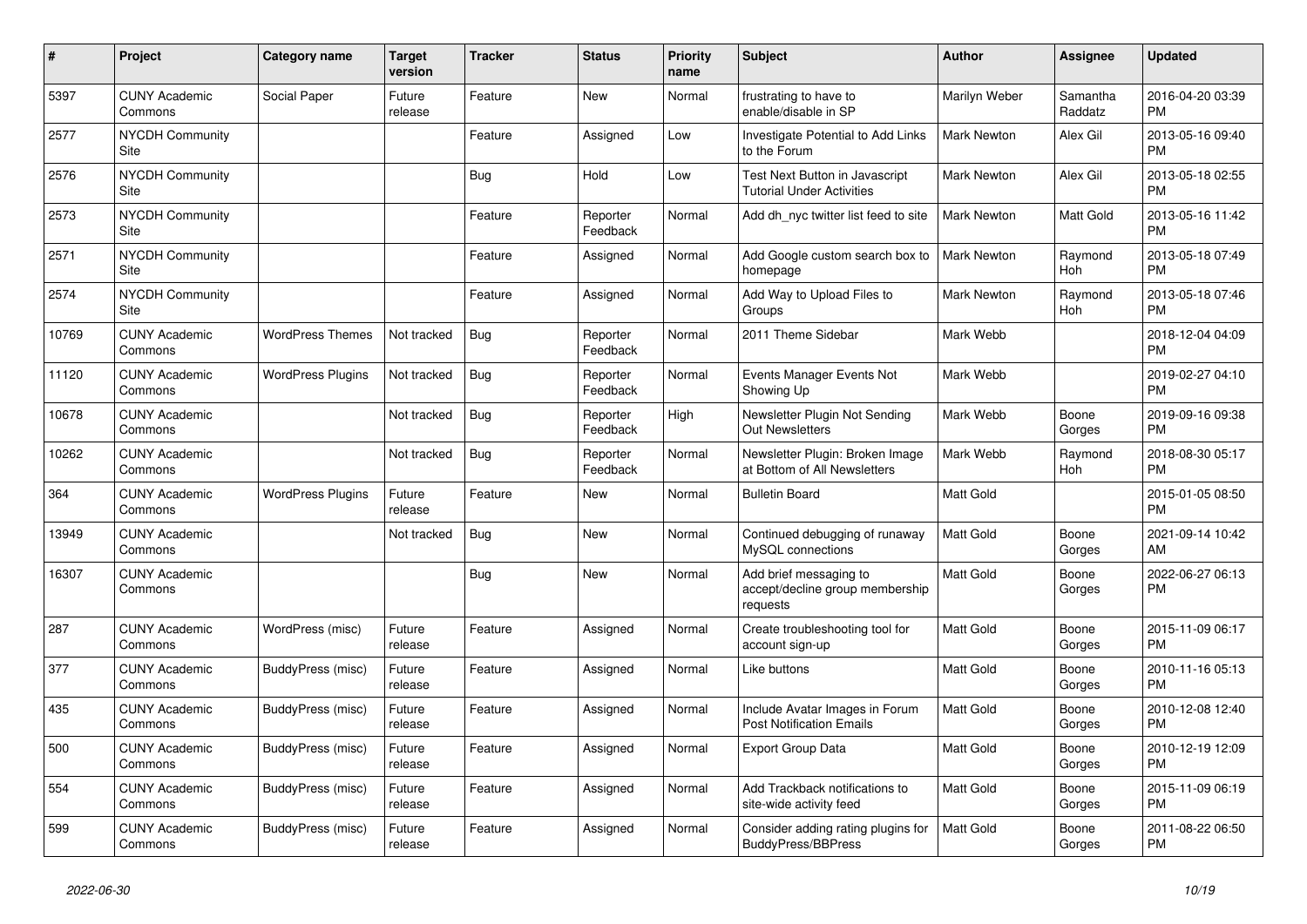| # | Project | Category name | Target version | Tracker | Status | Priority name | Subject | Author | Assignee | Updated |
|---|---|---|---|---|---|---|---|---|---|---|
| 5397 | CUNY Academic Commons | Social Paper | Future release | Feature | New | Normal | frustrating to have to enable/disable in SP | Marilyn Weber | Samantha Raddatz | 2016-04-20 03:39 PM |
| 2577 | NYCDH Community Site | | | Feature | Assigned | Low | Investigate Potential to Add Links to the Forum | Mark Newton | Alex Gil | 2013-05-16 09:40 PM |
| 2576 | NYCDH Community Site | | | Bug | Hold | Low | Test Next Button in Javascript Tutorial Under Activities | Mark Newton | Alex Gil | 2013-05-18 02:55 PM |
| 2573 | NYCDH Community Site | | | Feature | Reporter Feedback | Normal | Add dh_nyc twitter list feed to site | Mark Newton | Matt Gold | 2013-05-16 11:42 PM |
| 2571 | NYCDH Community Site | | | Feature | Assigned | Normal | Add Google custom search box to homepage | Mark Newton | Raymond Hoh | 2013-05-18 07:49 PM |
| 2574 | NYCDH Community Site | | | Feature | Assigned | Normal | Add Way to Upload Files to Groups | Mark Newton | Raymond Hoh | 2013-05-18 07:46 PM |
| 10769 | CUNY Academic Commons | WordPress Themes | Not tracked | Bug | Reporter Feedback | Normal | 2011 Theme Sidebar | Mark Webb | | 2018-12-04 04:09 PM |
| 11120 | CUNY Academic Commons | WordPress Plugins | Not tracked | Bug | Reporter Feedback | Normal | Events Manager Events Not Showing Up | Mark Webb | | 2019-02-27 04:10 PM |
| 10678 | CUNY Academic Commons | | Not tracked | Bug | Reporter Feedback | High | Newsletter Plugin Not Sending Out Newsletters | Mark Webb | Boone Gorges | 2019-09-16 09:38 PM |
| 10262 | CUNY Academic Commons | | Not tracked | Bug | Reporter Feedback | Normal | Newsletter Plugin: Broken Image at Bottom of All Newsletters | Mark Webb | Raymond Hoh | 2018-08-30 05:17 PM |
| 364 | CUNY Academic Commons | WordPress Plugins | Future release | Feature | New | Normal | Bulletin Board | Matt Gold | | 2015-01-05 08:50 PM |
| 13949 | CUNY Academic Commons | | Not tracked | Bug | New | Normal | Continued debugging of runaway MySQL connections | Matt Gold | Boone Gorges | 2021-09-14 10:42 AM |
| 16307 | CUNY Academic Commons | | | Bug | New | Normal | Add brief messaging to accept/decline group membership requests | Matt Gold | Boone Gorges | 2022-06-27 06:13 PM |
| 287 | CUNY Academic Commons | WordPress (misc) | Future release | Feature | Assigned | Normal | Create troubleshooting tool for account sign-up | Matt Gold | Boone Gorges | 2015-11-09 06:17 PM |
| 377 | CUNY Academic Commons | BuddyPress (misc) | Future release | Feature | Assigned | Normal | Like buttons | Matt Gold | Boone Gorges | 2010-11-16 05:13 PM |
| 435 | CUNY Academic Commons | BuddyPress (misc) | Future release | Feature | Assigned | Normal | Include Avatar Images in Forum Post Notification Emails | Matt Gold | Boone Gorges | 2010-12-08 12:40 PM |
| 500 | CUNY Academic Commons | BuddyPress (misc) | Future release | Feature | Assigned | Normal | Export Group Data | Matt Gold | Boone Gorges | 2010-12-19 12:09 PM |
| 554 | CUNY Academic Commons | BuddyPress (misc) | Future release | Feature | Assigned | Normal | Add Trackback notifications to site-wide activity feed | Matt Gold | Boone Gorges | 2015-11-09 06:19 PM |
| 599 | CUNY Academic Commons | BuddyPress (misc) | Future release | Feature | Assigned | Normal | Consider adding rating plugins for BuddyPress/BBPress | Matt Gold | Boone Gorges | 2011-08-22 06:50 PM |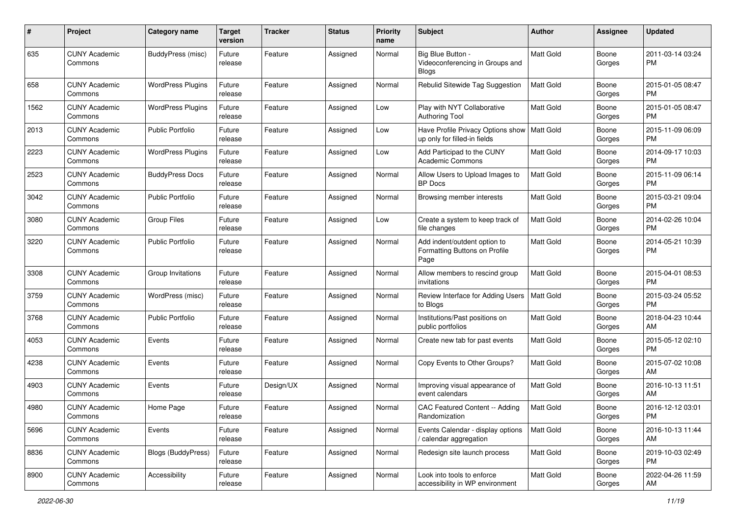| # | Project | Category name | Target version | Tracker | Status | Priority name | Subject | Author | Assignee | Updated |
|---|---|---|---|---|---|---|---|---|---|---|
| 635 | CUNY Academic Commons | BuddyPress (misc) | Future release | Feature | Assigned | Normal | Big Blue Button - Videoconferencing in Groups and Blogs | Matt Gold | Boone Gorges | 2011-03-14 03:24 PM |
| 658 | CUNY Academic Commons | WordPress Plugins | Future release | Feature | Assigned | Normal | Rebulid Sitewide Tag Suggestion | Matt Gold | Boone Gorges | 2015-01-05 08:47 PM |
| 1562 | CUNY Academic Commons | WordPress Plugins | Future release | Feature | Assigned | Low | Play with NYT Collaborative Authoring Tool | Matt Gold | Boone Gorges | 2015-01-05 08:47 PM |
| 2013 | CUNY Academic Commons | Public Portfolio | Future release | Feature | Assigned | Low | Have Profile Privacy Options show up only for filled-in fields | Matt Gold | Boone Gorges | 2015-11-09 06:09 PM |
| 2223 | CUNY Academic Commons | WordPress Plugins | Future release | Feature | Assigned | Low | Add Participad to the CUNY Academic Commons | Matt Gold | Boone Gorges | 2014-09-17 10:03 PM |
| 2523 | CUNY Academic Commons | BuddyPress Docs | Future release | Feature | Assigned | Normal | Allow Users to Upload Images to BP Docs | Matt Gold | Boone Gorges | 2015-11-09 06:14 PM |
| 3042 | CUNY Academic Commons | Public Portfolio | Future release | Feature | Assigned | Normal | Browsing member interests | Matt Gold | Boone Gorges | 2015-03-21 09:04 PM |
| 3080 | CUNY Academic Commons | Group Files | Future release | Feature | Assigned | Low | Create a system to keep track of file changes | Matt Gold | Boone Gorges | 2014-02-26 10:04 PM |
| 3220 | CUNY Academic Commons | Public Portfolio | Future release | Feature | Assigned | Normal | Add indent/outdent option to Formatting Buttons on Profile Page | Matt Gold | Boone Gorges | 2014-05-21 10:39 PM |
| 3308 | CUNY Academic Commons | Group Invitations | Future release | Feature | Assigned | Normal | Allow members to rescind group invitations | Matt Gold | Boone Gorges | 2015-04-01 08:53 PM |
| 3759 | CUNY Academic Commons | WordPress (misc) | Future release | Feature | Assigned | Normal | Review Interface for Adding Users to Blogs | Matt Gold | Boone Gorges | 2015-03-24 05:52 PM |
| 3768 | CUNY Academic Commons | Public Portfolio | Future release | Feature | Assigned | Normal | Institutions/Past positions on public portfolios | Matt Gold | Boone Gorges | 2018-04-23 10:44 AM |
| 4053 | CUNY Academic Commons | Events | Future release | Feature | Assigned | Normal | Create new tab for past events | Matt Gold | Boone Gorges | 2015-05-12 02:10 PM |
| 4238 | CUNY Academic Commons | Events | Future release | Feature | Assigned | Normal | Copy Events to Other Groups? | Matt Gold | Boone Gorges | 2015-07-02 10:08 AM |
| 4903 | CUNY Academic Commons | Events | Future release | Design/UX | Assigned | Normal | Improving visual appearance of event calendars | Matt Gold | Boone Gorges | 2016-10-13 11:51 AM |
| 4980 | CUNY Academic Commons | Home Page | Future release | Feature | Assigned | Normal | CAC Featured Content -- Adding Randomization | Matt Gold | Boone Gorges | 2016-12-12 03:01 PM |
| 5696 | CUNY Academic Commons | Events | Future release | Feature | Assigned | Normal | Events Calendar - display options / calendar aggregation | Matt Gold | Boone Gorges | 2016-10-13 11:44 AM |
| 8836 | CUNY Academic Commons | Blogs (BuddyPress) | Future release | Feature | Assigned | Normal | Redesign site launch process | Matt Gold | Boone Gorges | 2019-10-03 02:49 PM |
| 8900 | CUNY Academic Commons | Accessibility | Future release | Feature | Assigned | Normal | Look into tools to enforce accessibility in WP environment | Matt Gold | Boone Gorges | 2022-04-26 11:59 AM |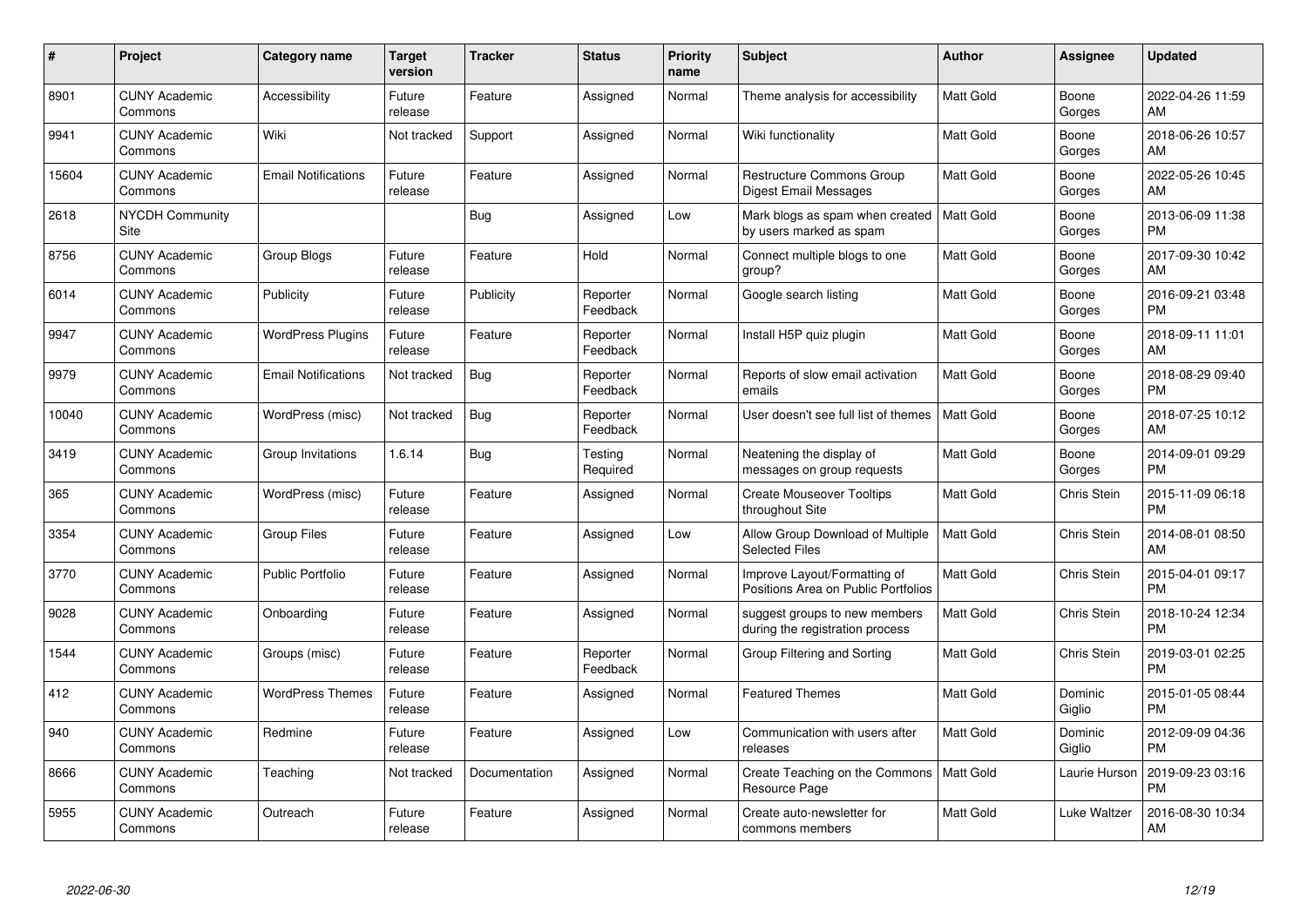| # | Project | Category name | Target version | Tracker | Status | Priority name | Subject | Author | Assignee | Updated |
|---|---|---|---|---|---|---|---|---|---|---|
| 8901 | CUNY Academic Commons | Accessibility | Future release | Feature | Assigned | Normal | Theme analysis for accessibility | Matt Gold | Boone Gorges | 2022-04-26 11:59 AM |
| 9941 | CUNY Academic Commons | Wiki | Not tracked | Support | Assigned | Normal | Wiki functionality | Matt Gold | Boone Gorges | 2018-06-26 10:57 AM |
| 15604 | CUNY Academic Commons | Email Notifications | Future release | Feature | Assigned | Normal | Restructure Commons Group Digest Email Messages | Matt Gold | Boone Gorges | 2022-05-26 10:45 AM |
| 2618 | NYCDH Community Site | | | Bug | Assigned | Low | Mark blogs as spam when created by users marked as spam | Matt Gold | Boone Gorges | 2013-06-09 11:38 PM |
| 8756 | CUNY Academic Commons | Group Blogs | Future release | Feature | Hold | Normal | Connect multiple blogs to one group? | Matt Gold | Boone Gorges | 2017-09-30 10:42 AM |
| 6014 | CUNY Academic Commons | Publicity | Future release | Publicity | Reporter Feedback | Normal | Google search listing | Matt Gold | Boone Gorges | 2016-09-21 03:48 PM |
| 9947 | CUNY Academic Commons | WordPress Plugins | Future release | Feature | Reporter Feedback | Normal | Install H5P quiz plugin | Matt Gold | Boone Gorges | 2018-09-11 11:01 AM |
| 9979 | CUNY Academic Commons | Email Notifications | Not tracked | Bug | Reporter Feedback | Normal | Reports of slow email activation emails | Matt Gold | Boone Gorges | 2018-08-29 09:40 PM |
| 10040 | CUNY Academic Commons | WordPress (misc) | Not tracked | Bug | Reporter Feedback | Normal | User doesn't see full list of themes | Matt Gold | Boone Gorges | 2018-07-25 10:12 AM |
| 3419 | CUNY Academic Commons | Group Invitations | 1.6.14 | Bug | Testing Required | Normal | Neatening the display of messages on group requests | Matt Gold | Boone Gorges | 2014-09-01 09:29 PM |
| 365 | CUNY Academic Commons | WordPress (misc) | Future release | Feature | Assigned | Normal | Create Mouseover Tooltips throughout Site | Matt Gold | Chris Stein | 2015-11-09 06:18 PM |
| 3354 | CUNY Academic Commons | Group Files | Future release | Feature | Assigned | Low | Allow Group Download of Multiple Selected Files | Matt Gold | Chris Stein | 2014-08-01 08:50 AM |
| 3770 | CUNY Academic Commons | Public Portfolio | Future release | Feature | Assigned | Normal | Improve Layout/Formatting of Positions Area on Public Portfolios | Matt Gold | Chris Stein | 2015-04-01 09:17 PM |
| 9028 | CUNY Academic Commons | Onboarding | Future release | Feature | Assigned | Normal | suggest groups to new members during the registration process | Matt Gold | Chris Stein | 2018-10-24 12:34 PM |
| 1544 | CUNY Academic Commons | Groups (misc) | Future release | Feature | Reporter Feedback | Normal | Group Filtering and Sorting | Matt Gold | Chris Stein | 2019-03-01 02:25 PM |
| 412 | CUNY Academic Commons | WordPress Themes | Future release | Feature | Assigned | Normal | Featured Themes | Matt Gold | Dominic Giglio | 2015-01-05 08:44 PM |
| 940 | CUNY Academic Commons | Redmine | Future release | Feature | Assigned | Low | Communication with users after releases | Matt Gold | Dominic Giglio | 2012-09-09 04:36 PM |
| 8666 | CUNY Academic Commons | Teaching | Not tracked | Documentation | Assigned | Normal | Create Teaching on the Commons Resource Page | Matt Gold | Laurie Hurson | 2019-09-23 03:16 PM |
| 5955 | CUNY Academic Commons | Outreach | Future release | Feature | Assigned | Normal | Create auto-newsletter for commons members | Matt Gold | Luke Waltzer | 2016-08-30 10:34 AM |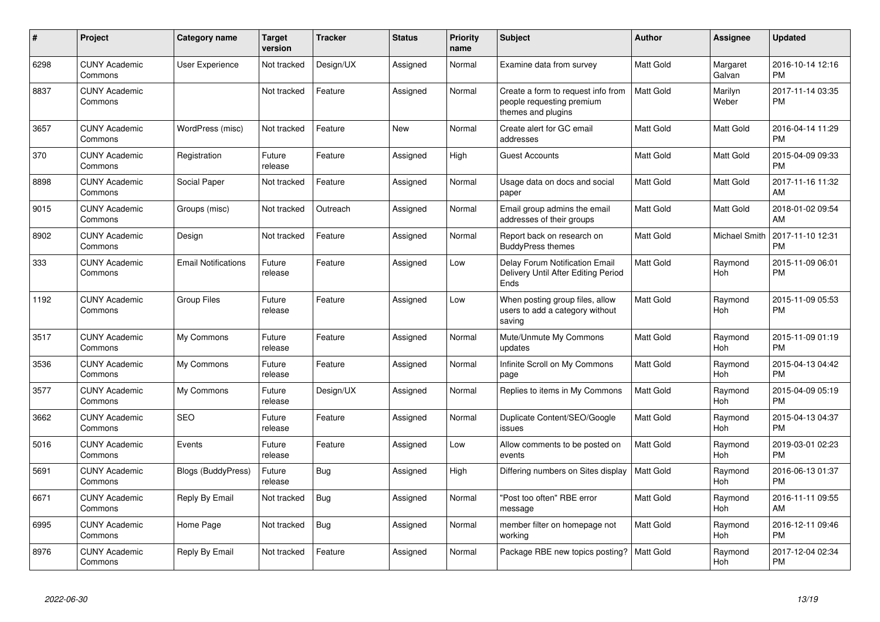| # | Project | Category name | Target version | Tracker | Status | Priority name | Subject | Author | Assignee | Updated |
|---|---|---|---|---|---|---|---|---|---|---|
| 6298 | CUNY Academic Commons | User Experience | Not tracked | Design/UX | Assigned | Normal | Examine data from survey | Matt Gold | Margaret Galvan | 2016-10-14 12:16 PM |
| 8837 | CUNY Academic Commons | | Not tracked | Feature | Assigned | Normal | Create a form to request info from people requesting premium themes and plugins | Matt Gold | Marilyn Weber | 2017-11-14 03:35 PM |
| 3657 | CUNY Academic Commons | WordPress (misc) | Not tracked | Feature | New | Normal | Create alert for GC email addresses | Matt Gold | Matt Gold | 2016-04-14 11:29 PM |
| 370 | CUNY Academic Commons | Registration | Future release | Feature | Assigned | High | Guest Accounts | Matt Gold | Matt Gold | 2015-04-09 09:33 PM |
| 8898 | CUNY Academic Commons | Social Paper | Not tracked | Feature | Assigned | Normal | Usage data on docs and social paper | Matt Gold | Matt Gold | 2017-11-16 11:32 AM |
| 9015 | CUNY Academic Commons | Groups (misc) | Not tracked | Outreach | Assigned | Normal | Email group admins the email addresses of their groups | Matt Gold | Matt Gold | 2018-01-02 09:54 AM |
| 8902 | CUNY Academic Commons | Design | Not tracked | Feature | Assigned | Normal | Report back on research on BuddyPress themes | Matt Gold | Michael Smith | 2017-11-10 12:31 PM |
| 333 | CUNY Academic Commons | Email Notifications | Future release | Feature | Assigned | Low | Delay Forum Notification Email Delivery Until After Editing Period Ends | Matt Gold | Raymond Hoh | 2015-11-09 06:01 PM |
| 1192 | CUNY Academic Commons | Group Files | Future release | Feature | Assigned | Low | When posting group files, allow users to add a category without saving | Matt Gold | Raymond Hoh | 2015-11-09 05:53 PM |
| 3517 | CUNY Academic Commons | My Commons | Future release | Feature | Assigned | Normal | Mute/Unmute My Commons updates | Matt Gold | Raymond Hoh | 2015-11-09 01:19 PM |
| 3536 | CUNY Academic Commons | My Commons | Future release | Feature | Assigned | Normal | Infinite Scroll on My Commons page | Matt Gold | Raymond Hoh | 2015-04-13 04:42 PM |
| 3577 | CUNY Academic Commons | My Commons | Future release | Design/UX | Assigned | Normal | Replies to items in My Commons | Matt Gold | Raymond Hoh | 2015-04-09 05:19 PM |
| 3662 | CUNY Academic Commons | SEO | Future release | Feature | Assigned | Normal | Duplicate Content/SEO/Google issues | Matt Gold | Raymond Hoh | 2015-04-13 04:37 PM |
| 5016 | CUNY Academic Commons | Events | Future release | Feature | Assigned | Low | Allow comments to be posted on events | Matt Gold | Raymond Hoh | 2019-03-01 02:23 PM |
| 5691 | CUNY Academic Commons | Blogs (BuddyPress) | Future release | Bug | Assigned | High | Differing numbers on Sites display | Matt Gold | Raymond Hoh | 2016-06-13 01:37 PM |
| 6671 | CUNY Academic Commons | Reply By Email | Not tracked | Bug | Assigned | Normal | "Post too often" RBE error message | Matt Gold | Raymond Hoh | 2016-11-11 09:55 AM |
| 6995 | CUNY Academic Commons | Home Page | Not tracked | Bug | Assigned | Normal | member filter on homepage not working | Matt Gold | Raymond Hoh | 2016-12-11 09:46 PM |
| 8976 | CUNY Academic Commons | Reply By Email | Not tracked | Feature | Assigned | Normal | Package RBE new topics posting? | Matt Gold | Raymond Hoh | 2017-12-04 02:34 PM |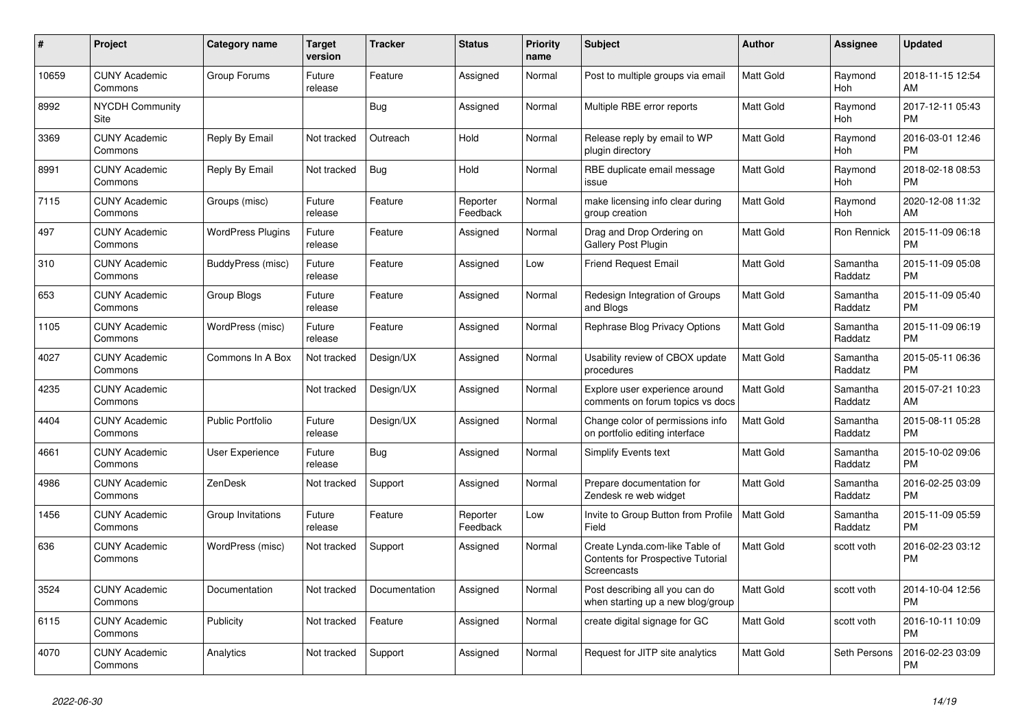| # | Project | Category name | Target version | Tracker | Status | Priority name | Subject | Author | Assignee | Updated |
|---|---|---|---|---|---|---|---|---|---|---|
| 10659 | CUNY Academic Commons | Group Forums | Future release | Feature | Assigned | Normal | Post to multiple groups via email | Matt Gold | Raymond Hoh | 2018-11-15 12:54 AM |
| 8992 | NYCDH Community Site | | | Bug | Assigned | Normal | Multiple RBE error reports | Matt Gold | Raymond Hoh | 2017-12-11 05:43 PM |
| 3369 | CUNY Academic Commons | Reply By Email | Not tracked | Outreach | Hold | Normal | Release reply by email to WP plugin directory | Matt Gold | Raymond Hoh | 2016-03-01 12:46 PM |
| 8991 | CUNY Academic Commons | Reply By Email | Not tracked | Bug | Hold | Normal | RBE duplicate email message issue | Matt Gold | Raymond Hoh | 2018-02-18 08:53 PM |
| 7115 | CUNY Academic Commons | Groups (misc) | Future release | Feature | Reporter Feedback | Normal | make licensing info clear during group creation | Matt Gold | Raymond Hoh | 2020-12-08 11:32 AM |
| 497 | CUNY Academic Commons | WordPress Plugins | Future release | Feature | Assigned | Normal | Drag and Drop Ordering on Gallery Post Plugin | Matt Gold | Ron Rennick | 2015-11-09 06:18 PM |
| 310 | CUNY Academic Commons | BuddyPress (misc) | Future release | Feature | Assigned | Low | Friend Request Email | Matt Gold | Samantha Raddatz | 2015-11-09 05:08 PM |
| 653 | CUNY Academic Commons | Group Blogs | Future release | Feature | Assigned | Normal | Redesign Integration of Groups and Blogs | Matt Gold | Samantha Raddatz | 2015-11-09 05:40 PM |
| 1105 | CUNY Academic Commons | WordPress (misc) | Future release | Feature | Assigned | Normal | Rephrase Blog Privacy Options | Matt Gold | Samantha Raddatz | 2015-11-09 06:19 PM |
| 4027 | CUNY Academic Commons | Commons In A Box | Not tracked | Design/UX | Assigned | Normal | Usability review of CBOX update procedures | Matt Gold | Samantha Raddatz | 2015-05-11 06:36 PM |
| 4235 | CUNY Academic Commons | | Not tracked | Design/UX | Assigned | Normal | Explore user experience around comments on forum topics vs docs | Matt Gold | Samantha Raddatz | 2015-07-21 10:23 AM |
| 4404 | CUNY Academic Commons | Public Portfolio | Future release | Design/UX | Assigned | Normal | Change color of permissions info on portfolio editing interface | Matt Gold | Samantha Raddatz | 2015-08-11 05:28 PM |
| 4661 | CUNY Academic Commons | User Experience | Future release | Bug | Assigned | Normal | Simplify Events text | Matt Gold | Samantha Raddatz | 2015-10-02 09:06 PM |
| 4986 | CUNY Academic Commons | ZenDesk | Not tracked | Support | Assigned | Normal | Prepare documentation for Zendesk re web widget | Matt Gold | Samantha Raddatz | 2016-02-25 03:09 PM |
| 1456 | CUNY Academic Commons | Group Invitations | Future release | Feature | Reporter Feedback | Low | Invite to Group Button from Profile Field | Matt Gold | Samantha Raddatz | 2015-11-09 05:59 PM |
| 636 | CUNY Academic Commons | WordPress (misc) | Not tracked | Support | Assigned | Normal | Create Lynda.com-like Table of Contents for Prospective Tutorial Screencasts | Matt Gold | scott voth | 2016-02-23 03:12 PM |
| 3524 | CUNY Academic Commons | Documentation | Not tracked | Documentation | Assigned | Normal | Post describing all you can do when starting up a new blog/group | Matt Gold | scott voth | 2014-10-04 12:56 PM |
| 6115 | CUNY Academic Commons | Publicity | Not tracked | Feature | Assigned | Normal | create digital signage for GC | Matt Gold | scott voth | 2016-10-11 10:09 PM |
| 4070 | CUNY Academic Commons | Analytics | Not tracked | Support | Assigned | Normal | Request for JITP site analytics | Matt Gold | Seth Persons | 2016-02-23 03:09 PM |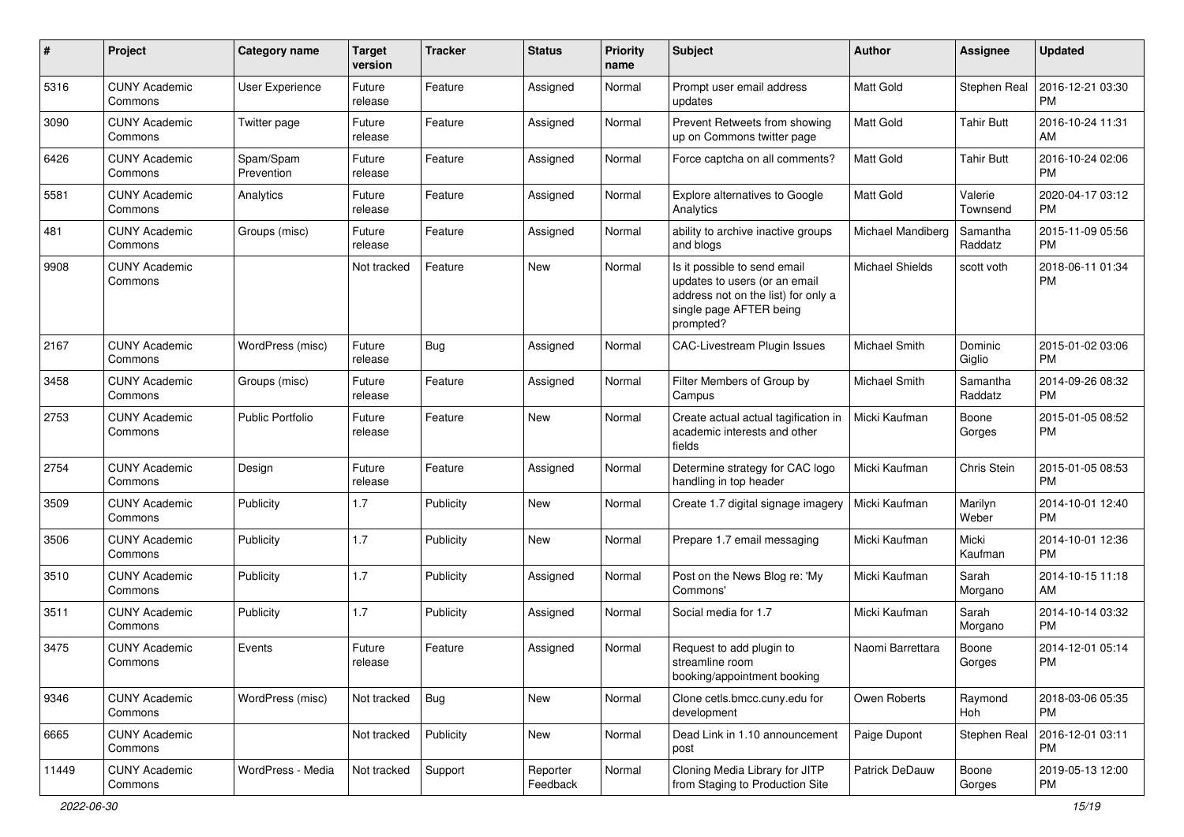| # | Project | Category name | Target version | Tracker | Status | Priority name | Subject | Author | Assignee | Updated |
|---|---|---|---|---|---|---|---|---|---|---|
| 5316 | CUNY Academic Commons | User Experience | Future release | Feature | Assigned | Normal | Prompt user email address updates | Matt Gold | Stephen Real | 2016-12-21 03:30 PM |
| 3090 | CUNY Academic Commons | Twitter page | Future release | Feature | Assigned | Normal | Prevent Retweets from showing up on Commons twitter page | Matt Gold | Tahir Butt | 2016-10-24 11:31 AM |
| 6426 | CUNY Academic Commons | Spam/Spam Prevention | Future release | Feature | Assigned | Normal | Force captcha on all comments? | Matt Gold | Tahir Butt | 2016-10-24 02:06 PM |
| 5581 | CUNY Academic Commons | Analytics | Future release | Feature | Assigned | Normal | Explore alternatives to Google Analytics | Matt Gold | Valerie Townsend | 2020-04-17 03:12 PM |
| 481 | CUNY Academic Commons | Groups (misc) | Future release | Feature | Assigned | Normal | ability to archive inactive groups and blogs | Michael Mandiberg | Samantha Raddatz | 2015-11-09 05:56 PM |
| 9908 | CUNY Academic Commons | | Not tracked | Feature | New | Normal | Is it possible to send email updates to users (or an email address not on the list) for only a single page AFTER being prompted? | Michael Shields | scott voth | 2018-06-11 01:34 PM |
| 2167 | CUNY Academic Commons | WordPress (misc) | Future release | Bug | Assigned | Normal | CAC-Livestream Plugin Issues | Michael Smith | Dominic Giglio | 2015-01-02 03:06 PM |
| 3458 | CUNY Academic Commons | Groups (misc) | Future release | Feature | Assigned | Normal | Filter Members of Group by Campus | Michael Smith | Samantha Raddatz | 2014-09-26 08:32 PM |
| 2753 | CUNY Academic Commons | Public Portfolio | Future release | Feature | New | Normal | Create actual actual tagification in academic interests and other fields | Micki Kaufman | Boone Gorges | 2015-01-05 08:52 PM |
| 2754 | CUNY Academic Commons | Design | Future release | Feature | Assigned | Normal | Determine strategy for CAC logo handling in top header | Micki Kaufman | Chris Stein | 2015-01-05 08:53 PM |
| 3509 | CUNY Academic Commons | Publicity | 1.7 | Publicity | New | Normal | Create 1.7 digital signage imagery | Micki Kaufman | Marilyn Weber | 2014-10-01 12:40 PM |
| 3506 | CUNY Academic Commons | Publicity | 1.7 | Publicity | New | Normal | Prepare 1.7 email messaging | Micki Kaufman | Micki Kaufman | 2014-10-01 12:36 PM |
| 3510 | CUNY Academic Commons | Publicity | 1.7 | Publicity | Assigned | Normal | Post on the News Blog re: 'My Commons' | Micki Kaufman | Sarah Morgano | 2014-10-15 11:18 AM |
| 3511 | CUNY Academic Commons | Publicity | 1.7 | Publicity | Assigned | Normal | Social media for 1.7 | Micki Kaufman | Sarah Morgano | 2014-10-14 03:32 PM |
| 3475 | CUNY Academic Commons | Events | Future release | Feature | Assigned | Normal | Request to add plugin to streamline room booking/appointment booking | Naomi Barrettara | Boone Gorges | 2014-12-01 05:14 PM |
| 9346 | CUNY Academic Commons | WordPress (misc) | Not tracked | Bug | New | Normal | Clone cetls.bmcc.cuny.edu for development | Owen Roberts | Raymond Hoh | 2018-03-06 05:35 PM |
| 6665 | CUNY Academic Commons | | Not tracked | Publicity | New | Normal | Dead Link in 1.10 announcement post | Paige Dupont | Stephen Real | 2016-12-01 03:11 PM |
| 11449 | CUNY Academic Commons | WordPress - Media | Not tracked | Support | Reporter Feedback | Normal | Cloning Media Library for JITP from Staging to Production Site | Patrick DeDauw | Boone Gorges | 2019-05-13 12:00 PM |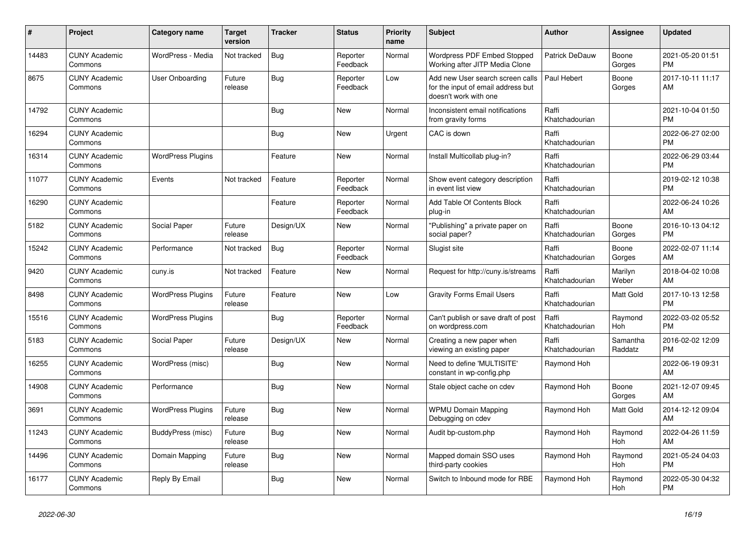| # | Project | Category name | Target version | Tracker | Status | Priority name | Subject | Author | Assignee | Updated |
|---|---|---|---|---|---|---|---|---|---|---|
| 14483 | CUNY Academic Commons | WordPress - Media | Not tracked | Bug | Reporter Feedback | Normal | Wordpress PDF Embed Stopped Working after JITP Media Clone | Patrick DeDauw | Boone Gorges | 2021-05-20 01:51 PM |
| 8675 | CUNY Academic Commons | User Onboarding | Future release | Bug | Reporter Feedback | Low | Add new User search screen calls for the input of email address but doesn't work with one | Paul Hebert | Boone Gorges | 2017-10-11 11:17 AM |
| 14792 | CUNY Academic Commons | | | Bug | New | Normal | Inconsistent email notifications from gravity forms | Raffi Khatchadourian | | 2021-10-04 01:50 PM |
| 16294 | CUNY Academic Commons | | | Bug | New | Urgent | CAC is down | Raffi Khatchadourian | | 2022-06-27 02:00 PM |
| 16314 | CUNY Academic Commons | WordPress Plugins | | Feature | New | Normal | Install Multicollab plug-in? | Raffi Khatchadourian | | 2022-06-29 03:44 PM |
| 11077 | CUNY Academic Commons | Events | Not tracked | Feature | Reporter Feedback | Normal | Show event category description in event list view | Raffi Khatchadourian | | 2019-02-12 10:38 PM |
| 16290 | CUNY Academic Commons | | | Feature | Reporter Feedback | Normal | Add Table Of Contents Block plug-in | Raffi Khatchadourian | | 2022-06-24 10:26 AM |
| 5182 | CUNY Academic Commons | Social Paper | Future release | Design/UX | New | Normal | "Publishing" a private paper on social paper? | Raffi Khatchadourian | Boone Gorges | 2016-10-13 04:12 PM |
| 15242 | CUNY Academic Commons | Performance | Not tracked | Bug | Reporter Feedback | Normal | Slugist site | Raffi Khatchadourian | Boone Gorges | 2022-02-07 11:14 AM |
| 9420 | CUNY Academic Commons | cuny.is | Not tracked | Feature | New | Normal | Request for http://cuny.is/streams | Raffi Khatchadourian | Marilyn Weber | 2018-04-02 10:08 AM |
| 8498 | CUNY Academic Commons | WordPress Plugins | Future release | Feature | New | Low | Gravity Forms Email Users | Raffi Khatchadourian | Matt Gold | 2017-10-13 12:58 PM |
| 15516 | CUNY Academic Commons | WordPress Plugins | | Bug | Reporter Feedback | Normal | Can't publish or save draft of post on wordpress.com | Raffi Khatchadourian | Raymond Hoh | 2022-03-02 05:52 PM |
| 5183 | CUNY Academic Commons | Social Paper | Future release | Design/UX | New | Normal | Creating a new paper when viewing an existing paper | Raffi Khatchadourian | Samantha Raddatz | 2016-02-02 12:09 PM |
| 16255 | CUNY Academic Commons | WordPress (misc) | | Bug | New | Normal | Need to define 'MULTISITE' constant in wp-config.php | Raymond Hoh | | 2022-06-19 09:31 AM |
| 14908 | CUNY Academic Commons | Performance | | Bug | New | Normal | Stale object cache on cdev | Raymond Hoh | Boone Gorges | 2021-12-07 09:45 AM |
| 3691 | CUNY Academic Commons | WordPress Plugins | Future release | Bug | New | Normal | WPMU Domain Mapping Debugging on cdev | Raymond Hoh | Matt Gold | 2014-12-12 09:04 AM |
| 11243 | CUNY Academic Commons | BuddyPress (misc) | Future release | Bug | New | Normal | Audit bp-custom.php | Raymond Hoh | Raymond Hoh | 2022-04-26 11:59 AM |
| 14496 | CUNY Academic Commons | Domain Mapping | Future release | Bug | New | Normal | Mapped domain SSO uses third-party cookies | Raymond Hoh | Raymond Hoh | 2021-05-24 04:03 PM |
| 16177 | CUNY Academic Commons | Reply By Email | | Bug | New | Normal | Switch to Inbound mode for RBE | Raymond Hoh | Raymond Hoh | 2022-05-30 04:32 PM |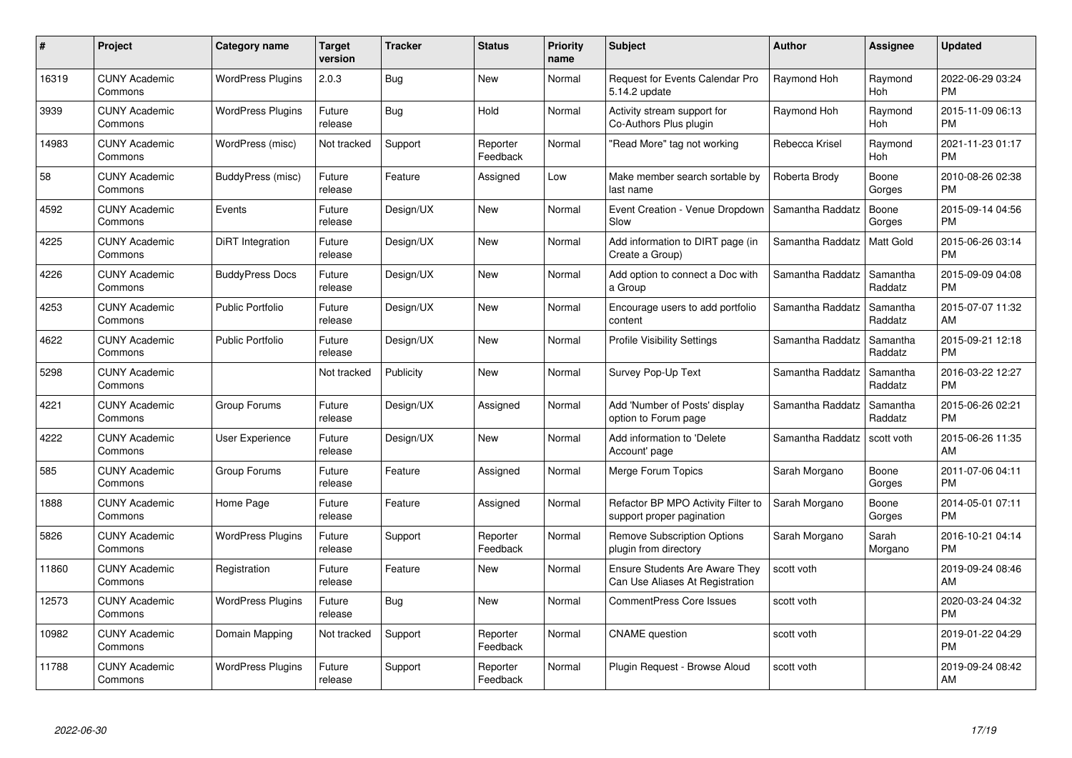| # | Project | Category name | Target version | Tracker | Status | Priority name | Subject | Author | Assignee | Updated |
|---|---|---|---|---|---|---|---|---|---|---|
| 16319 | CUNY Academic Commons | WordPress Plugins | 2.0.3 | Bug | New | Normal | Request for Events Calendar Pro 5.14.2 update | Raymond Hoh | Raymond Hoh | 2022-06-29 03:24 PM |
| 3939 | CUNY Academic Commons | WordPress Plugins | Future release | Bug | Hold | Normal | Activity stream support for Co-Authors Plus plugin | Raymond Hoh | Raymond Hoh | 2015-11-09 06:13 PM |
| 14983 | CUNY Academic Commons | WordPress (misc) | Not tracked | Support | Reporter Feedback | Normal | "Read More" tag not working | Rebecca Krisel | Raymond Hoh | 2021-11-23 01:17 PM |
| 58 | CUNY Academic Commons | BuddyPress (misc) | Future release | Feature | Assigned | Low | Make member search sortable by last name | Roberta Brody | Boone Gorges | 2010-08-26 02:38 PM |
| 4592 | CUNY Academic Commons | Events | Future release | Design/UX | New | Normal | Event Creation - Venue Dropdown Slow | Samantha Raddatz | Boone Gorges | 2015-09-14 04:56 PM |
| 4225 | CUNY Academic Commons | DiRT Integration | Future release | Design/UX | New | Normal | Add information to DIRT page (in Create a Group) | Samantha Raddatz | Matt Gold | 2015-06-26 03:14 PM |
| 4226 | CUNY Academic Commons | BuddyPress Docs | Future release | Design/UX | New | Normal | Add option to connect a Doc with a Group | Samantha Raddatz | Samantha Raddatz | 2015-09-09 04:08 PM |
| 4253 | CUNY Academic Commons | Public Portfolio | Future release | Design/UX | New | Normal | Encourage users to add portfolio content | Samantha Raddatz | Samantha Raddatz | 2015-07-07 11:32 AM |
| 4622 | CUNY Academic Commons | Public Portfolio | Future release | Design/UX | New | Normal | Profile Visibility Settings | Samantha Raddatz | Samantha Raddatz | 2015-09-21 12:18 PM |
| 5298 | CUNY Academic Commons | | Not tracked | Publicity | New | Normal | Survey Pop-Up Text | Samantha Raddatz | Samantha Raddatz | 2016-03-22 12:27 PM |
| 4221 | CUNY Academic Commons | Group Forums | Future release | Design/UX | Assigned | Normal | Add 'Number of Posts' display option to Forum page | Samantha Raddatz | Samantha Raddatz | 2015-06-26 02:21 PM |
| 4222 | CUNY Academic Commons | User Experience | Future release | Design/UX | New | Normal | Add information to 'Delete Account' page | Samantha Raddatz | scott voth | 2015-06-26 11:35 AM |
| 585 | CUNY Academic Commons | Group Forums | Future release | Feature | Assigned | Normal | Merge Forum Topics | Sarah Morgano | Boone Gorges | 2011-07-06 04:11 PM |
| 1888 | CUNY Academic Commons | Home Page | Future release | Feature | Assigned | Normal | Refactor BP MPO Activity Filter to support proper pagination | Sarah Morgano | Boone Gorges | 2014-05-01 07:11 PM |
| 5826 | CUNY Academic Commons | WordPress Plugins | Future release | Support | Reporter Feedback | Normal | Remove Subscription Options plugin from directory | Sarah Morgano | Sarah Morgano | 2016-10-21 04:14 PM |
| 11860 | CUNY Academic Commons | Registration | Future release | Feature | New | Normal | Ensure Students Are Aware They Can Use Aliases At Registration | scott voth | | 2019-09-24 08:46 AM |
| 12573 | CUNY Academic Commons | WordPress Plugins | Future release | Bug | New | Normal | CommentPress Core Issues | scott voth | | 2020-03-24 04:32 PM |
| 10982 | CUNY Academic Commons | Domain Mapping | Not tracked | Support | Reporter Feedback | Normal | CNAME question | scott voth | | 2019-01-22 04:29 PM |
| 11788 | CUNY Academic Commons | WordPress Plugins | Future release | Support | Reporter Feedback | Normal | Plugin Request - Browse Aloud | scott voth | | 2019-09-24 08:42 AM |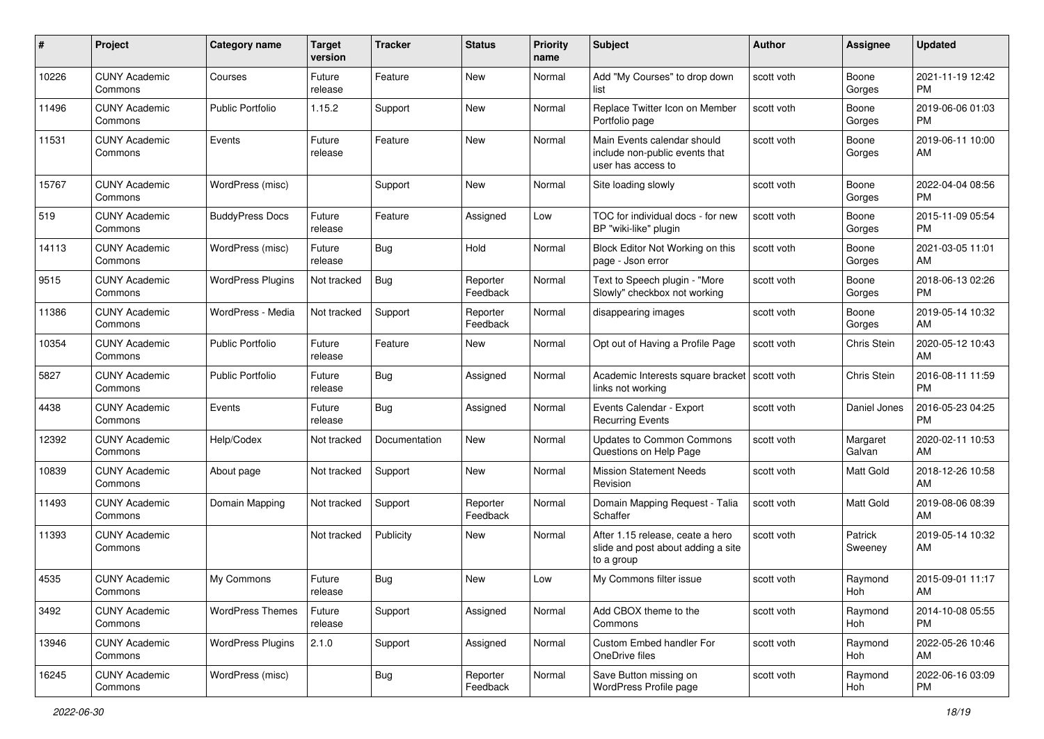| # | Project | Category name | Target version | Tracker | Status | Priority name | Subject | Author | Assignee | Updated |
|---|---|---|---|---|---|---|---|---|---|---|
| 10226 | CUNY Academic Commons | Courses | Future release | Feature | New | Normal | Add "My Courses" to drop down list | scott voth | Boone Gorges | 2021-11-19 12:42 PM |
| 11496 | CUNY Academic Commons | Public Portfolio | 1.15.2 | Support | New | Normal | Replace Twitter Icon on Member Portfolio page | scott voth | Boone Gorges | 2019-06-06 01:03 PM |
| 11531 | CUNY Academic Commons | Events | Future release | Feature | New | Normal | Main Events calendar should include non-public events that user has access to | scott voth | Boone Gorges | 2019-06-11 10:00 AM |
| 15767 | CUNY Academic Commons | WordPress (misc) | | Support | New | Normal | Site loading slowly | scott voth | Boone Gorges | 2022-04-04 08:56 PM |
| 519 | CUNY Academic Commons | BuddyPress Docs | Future release | Feature | Assigned | Low | TOC for individual docs - for new BP "wiki-like" plugin | scott voth | Boone Gorges | 2015-11-09 05:54 PM |
| 14113 | CUNY Academic Commons | WordPress (misc) | Future release | Bug | Hold | Normal | Block Editor Not Working on this page - Json error | scott voth | Boone Gorges | 2021-03-05 11:01 AM |
| 9515 | CUNY Academic Commons | WordPress Plugins | Not tracked | Bug | Reporter Feedback | Normal | Text to Speech plugin - "More Slowly" checkbox not working | scott voth | Boone Gorges | 2018-06-13 02:26 PM |
| 11386 | CUNY Academic Commons | WordPress - Media | Not tracked | Support | Reporter Feedback | Normal | disappearing images | scott voth | Boone Gorges | 2019-05-14 10:32 AM |
| 10354 | CUNY Academic Commons | Public Portfolio | Future release | Feature | New | Normal | Opt out of Having a Profile Page | scott voth | Chris Stein | 2020-05-12 10:43 AM |
| 5827 | CUNY Academic Commons | Public Portfolio | Future release | Bug | Assigned | Normal | Academic Interests square bracket links not working | scott voth | Chris Stein | 2016-08-11 11:59 PM |
| 4438 | CUNY Academic Commons | Events | Future release | Bug | Assigned | Normal | Events Calendar - Export Recurring Events | scott voth | Daniel Jones | 2016-05-23 04:25 PM |
| 12392 | CUNY Academic Commons | Help/Codex | Not tracked | Documentation | New | Normal | Updates to Common Commons Questions on Help Page | scott voth | Margaret Galvan | 2020-02-11 10:53 AM |
| 10839 | CUNY Academic Commons | About page | Not tracked | Support | New | Normal | Mission Statement Needs Revision | scott voth | Matt Gold | 2018-12-26 10:58 AM |
| 11493 | CUNY Academic Commons | Domain Mapping | Not tracked | Support | Reporter Feedback | Normal | Domain Mapping Request - Talia Schaffer | scott voth | Matt Gold | 2019-08-06 08:39 AM |
| 11393 | CUNY Academic Commons | | Not tracked | Publicity | New | Normal | After 1.15 release, ceate a hero slide and post about adding a site to a group | scott voth | Patrick Sweeney | 2019-05-14 10:32 AM |
| 4535 | CUNY Academic Commons | My Commons | Future release | Bug | New | Low | My Commons filter issue | scott voth | Raymond Hoh | 2015-09-01 11:17 AM |
| 3492 | CUNY Academic Commons | WordPress Themes | Future release | Support | Assigned | Normal | Add CBOX theme to the Commons | scott voth | Raymond Hoh | 2014-10-08 05:55 PM |
| 13946 | CUNY Academic Commons | WordPress Plugins | 2.1.0 | Support | Assigned | Normal | Custom Embed handler For OneDrive files | scott voth | Raymond Hoh | 2022-05-26 10:46 AM |
| 16245 | CUNY Academic Commons | WordPress (misc) | | Bug | Reporter Feedback | Normal | Save Button missing on WordPress Profile page | scott voth | Raymond Hoh | 2022-06-16 03:09 PM |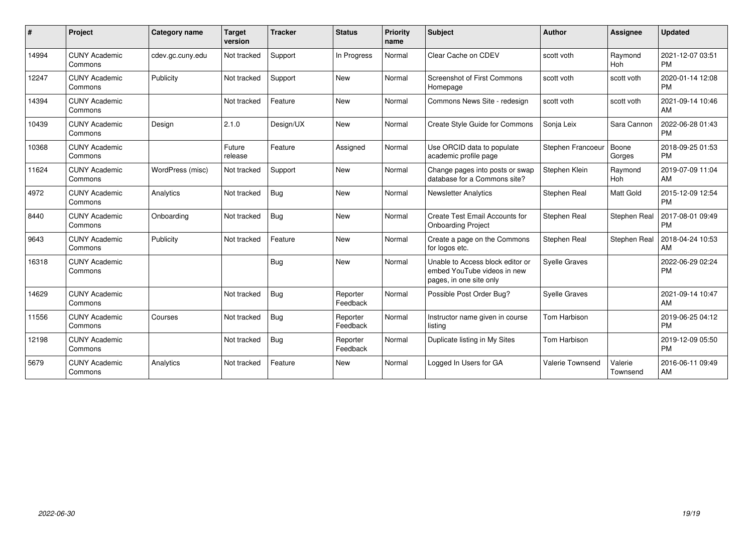| # | Project | Category name | Target version | Tracker | Status | Priority name | Subject | Author | Assignee | Updated |
|---|---|---|---|---|---|---|---|---|---|---|
| 14994 | CUNY Academic Commons | cdev.gc.cuny.edu | Not tracked | Support | In Progress | Normal | Clear Cache on CDEV | scott voth | Raymond Hoh | 2021-12-07 03:51 PM |
| 12247 | CUNY Academic Commons | Publicity | Not tracked | Support | New | Normal | Screenshot of First Commons Homepage | scott voth | scott voth | 2020-01-14 12:08 PM |
| 14394 | CUNY Academic Commons | | Not tracked | Feature | New | Normal | Commons News Site - redesign | scott voth | scott voth | 2021-09-14 10:46 AM |
| 10439 | CUNY Academic Commons | Design | 2.1.0 | Design/UX | New | Normal | Create Style Guide for Commons | Sonja Leix | Sara Cannon | 2022-06-28 01:43 PM |
| 10368 | CUNY Academic Commons | | Future release | Feature | Assigned | Normal | Use ORCID data to populate academic profile page | Stephen Francoeur | Boone Gorges | 2018-09-25 01:53 PM |
| 11624 | CUNY Academic Commons | WordPress (misc) | Not tracked | Support | New | Normal | Change pages into posts or swap database for a Commons site? | Stephen Klein | Raymond Hoh | 2019-07-09 11:04 AM |
| 4972 | CUNY Academic Commons | Analytics | Not tracked | Bug | New | Normal | Newsletter Analytics | Stephen Real | Matt Gold | 2015-12-09 12:54 PM |
| 8440 | CUNY Academic Commons | Onboarding | Not tracked | Bug | New | Normal | Create Test Email Accounts for Onboarding Project | Stephen Real | Stephen Real | 2017-08-01 09:49 PM |
| 9643 | CUNY Academic Commons | Publicity | Not tracked | Feature | New | Normal | Create a page on the Commons for logos etc. | Stephen Real | Stephen Real | 2018-04-24 10:53 AM |
| 16318 | CUNY Academic Commons | | | Bug | New | Normal | Unable to Access block editor or embed YouTube videos in new pages, in one site only | Syelle Graves | | 2022-06-29 02:24 PM |
| 14629 | CUNY Academic Commons | | Not tracked | Bug | Reporter Feedback | Normal | Possible Post Order Bug? | Syelle Graves | | 2021-09-14 10:47 AM |
| 11556 | CUNY Academic Commons | Courses | Not tracked | Bug | Reporter Feedback | Normal | Instructor name given in course listing | Tom Harbison | | 2019-06-25 04:12 PM |
| 12198 | CUNY Academic Commons | | Not tracked | Bug | Reporter Feedback | Normal | Duplicate listing in My Sites | Tom Harbison | | 2019-12-09 05:50 PM |
| 5679 | CUNY Academic Commons | Analytics | Not tracked | Feature | New | Normal | Logged In Users for GA | Valerie Townsend | Valerie Townsend | 2016-06-11 09:49 AM |